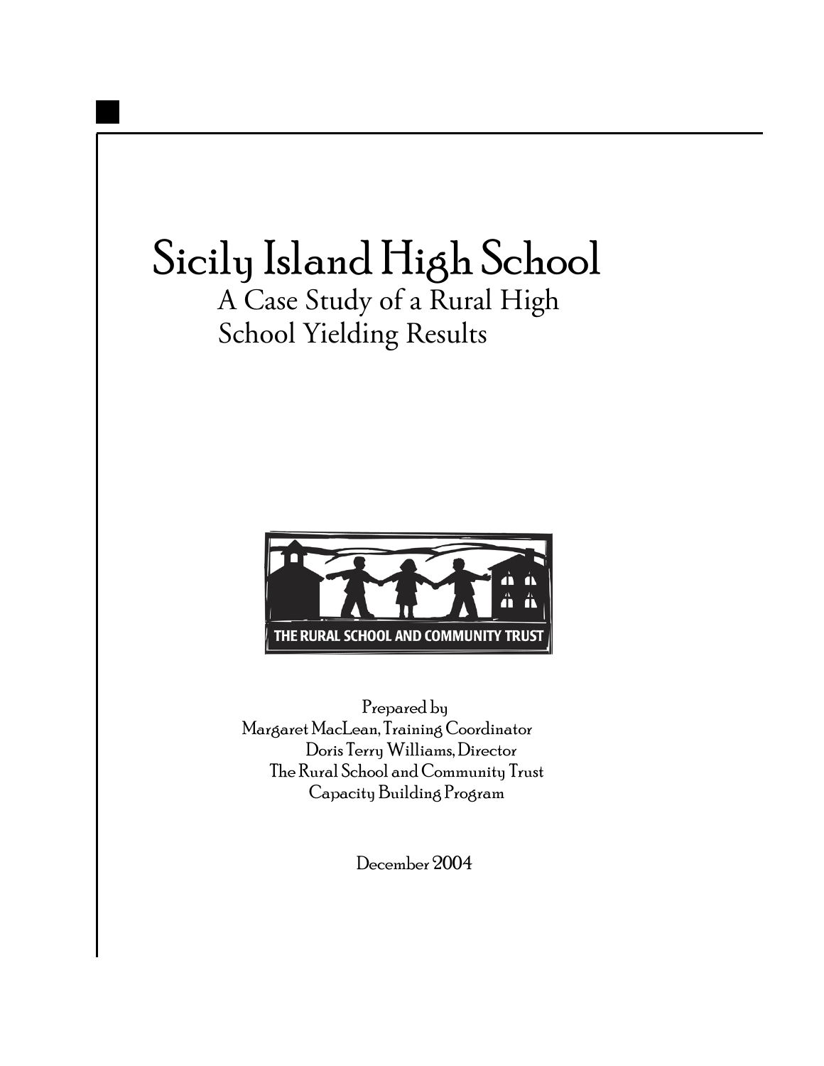# Sicily Island High School

## A Case Study of a Rural High School Yielding Results

THE RURAL SCHOOL AND COMMUNITY TRUST

Prepared by
Margaret MacLean, Training Coordinator
Doris Terry Williams, Director
The Rural School and Community Trust
Capacity Building Program

December 2004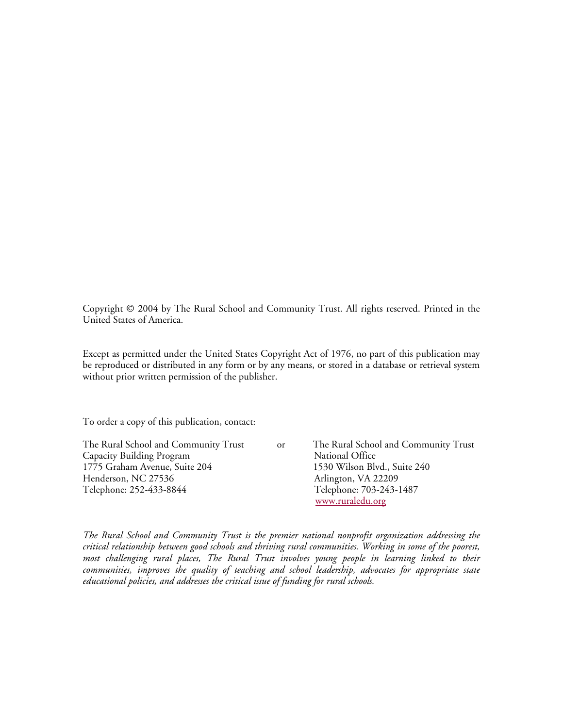Copyright © 2004 by The Rural School and Community Trust. All rights reserved. Printed in the United States of America.

Except as permitted under the United States Copyright Act of 1976, no part of this publication may be reproduced or distributed in any form or by any means, or stored in a database or retrieval system without prior written permission of the publisher.

To order a copy of this publication, contact:

The Rural School and Community Trust
Capacity Building Program
1775 Graham Avenue, Suite 204
Henderson, NC 27536
Telephone: 252-433-8844

or

The Rural School and Community Trust
National Office
1530 Wilson Blvd., Suite 240
Arlington, VA 22209
Telephone: 703-243-1487
www.ruraledu.org

*The Rural School and Community Trust is the premier national nonprofit organization addressing the critical relationship between good schools and thriving rural communities. Working in some of the poorest, most challenging rural places, The Rural Trust involves young people in learning linked to their communities, improves the quality of teaching and school leadership, advocates for appropriate state educational policies, and addresses the critical issue of funding for rural schools.*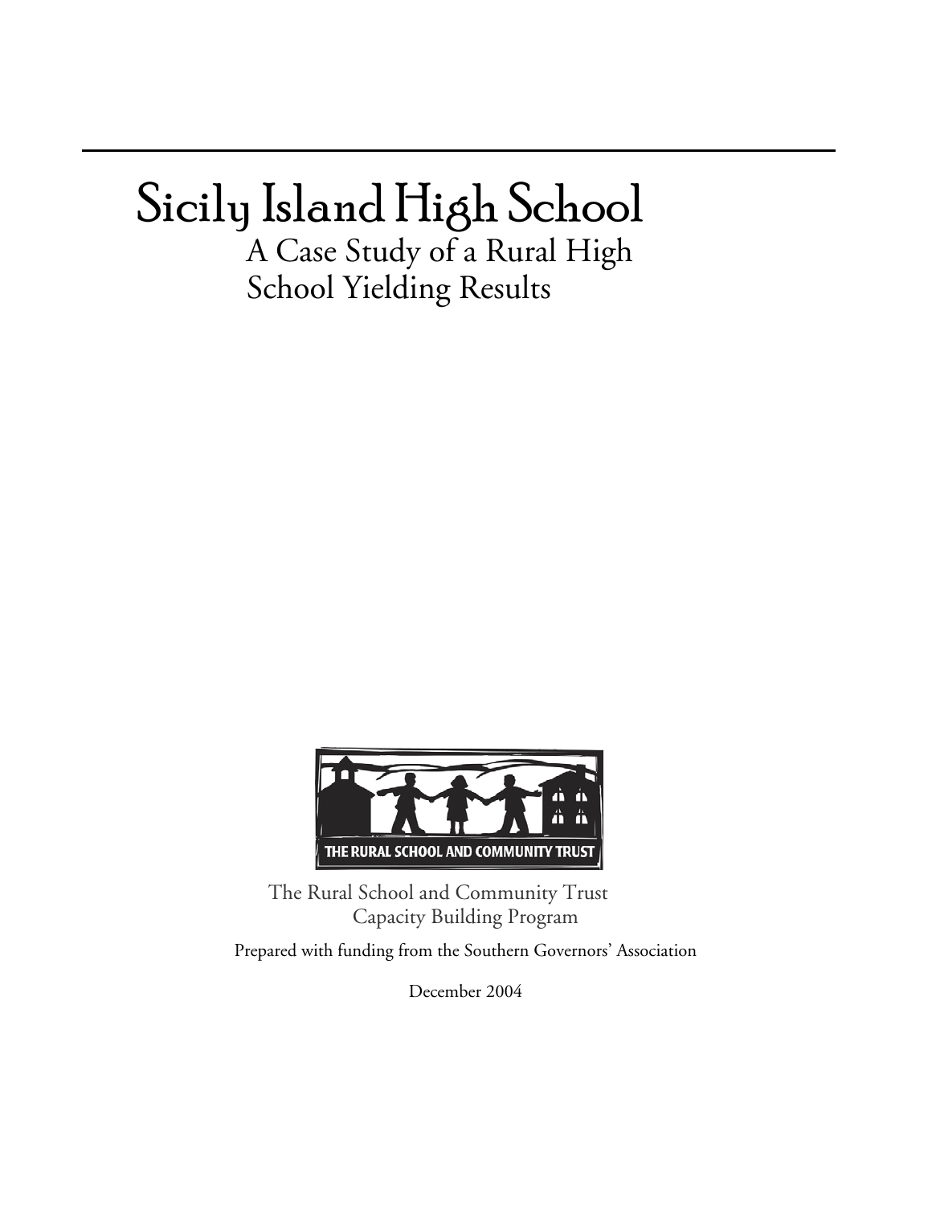# Sicily Island High School

## A Case Study of a Rural High School Yielding Results

THE RURAL SCHOOL AND COMMUNITY TRUST

The Rural School and Community Trust
Capacity Building Program

Prepared with funding from the Southern Governors' Association

December 2004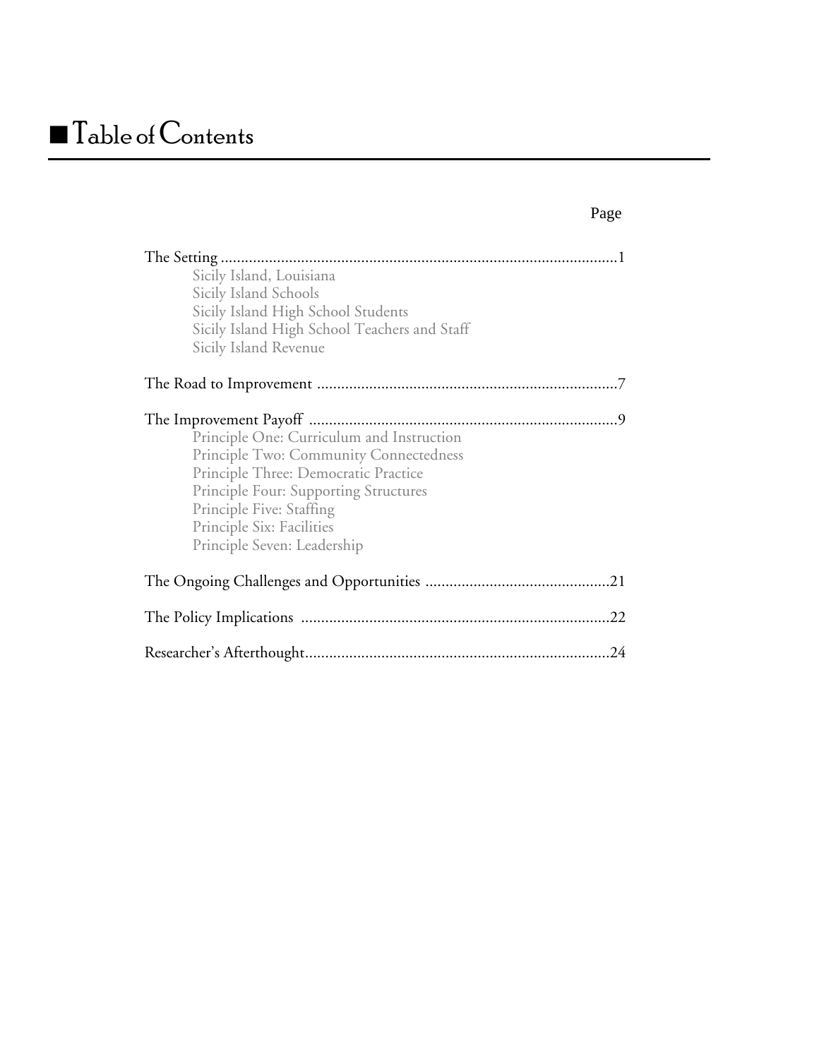# Table of Contents

Page

The Setting ..........................................................................................1
- Sicily Island, Louisiana
- Sicily Island Schools
- Sicily Island High School Students
- Sicily Island High School Teachers and Staff
- Sicily Island Revenue

The Road to Improvement ..........................................................................7

The Improvement Payoff ............................................................................9
- Principle One: Curriculum and Instruction
- Principle Two: Community Connectedness
- Principle Three: Democratic Practice
- Principle Four: Supporting Structures
- Principle Five: Staffing
- Principle Six: Facilities
- Principle Seven: Leadership

The Ongoing Challenges and Opportunities ..............................................21

The Policy Implications ............................................................................22

Researcher's Afterthought...........................................................................24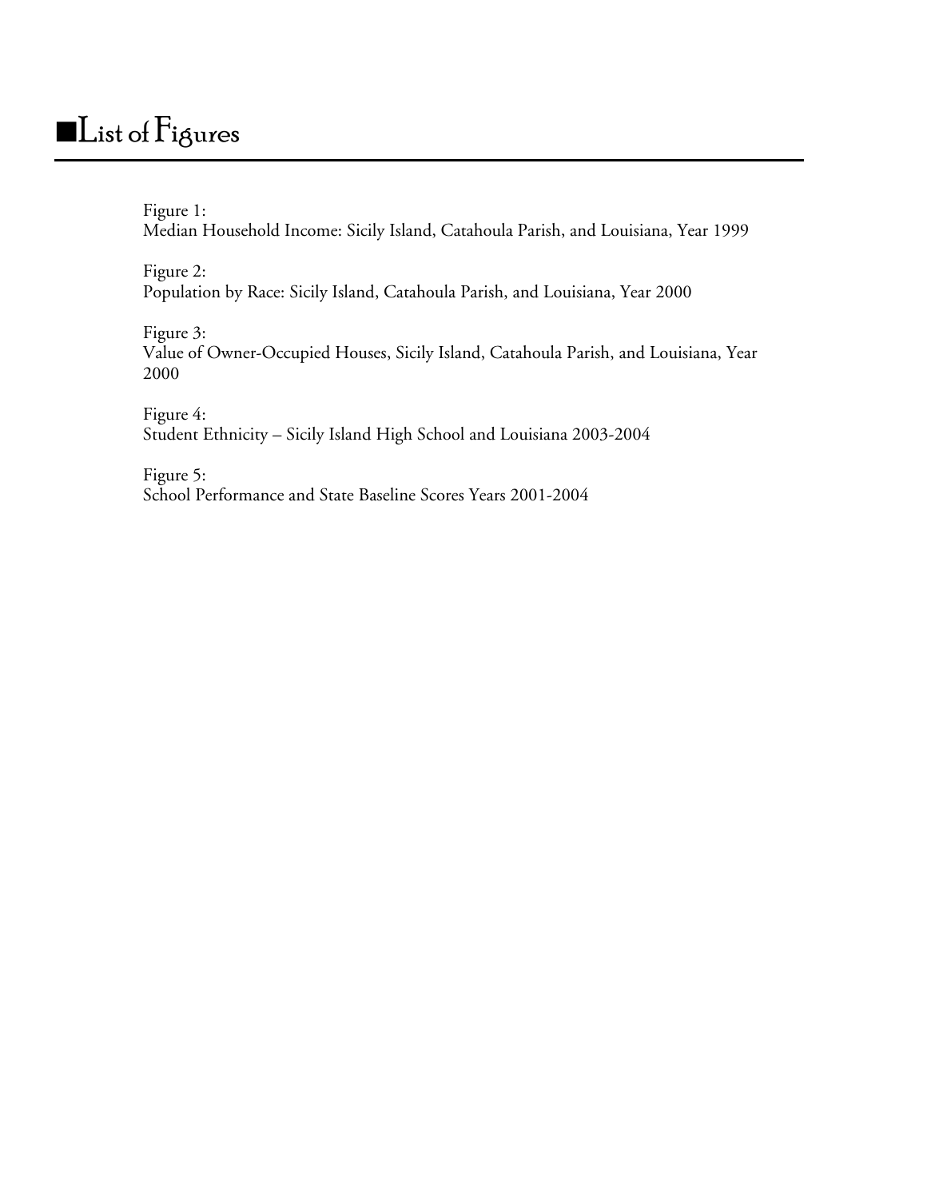# List of Figures

Figure 1:
Median Household Income: Sicily Island, Catahoula Parish, and Louisiana, Year 1999

Figure 2:
Population by Race: Sicily Island, Catahoula Parish, and Louisiana, Year 2000

Figure 3:
Value of Owner-Occupied Houses, Sicily Island, Catahoula Parish, and Louisiana, Year 2000

Figure 4:
Student Ethnicity – Sicily Island High School and Louisiana 2003-2004

Figure 5:
School Performance and State Baseline Scores Years 2001-2004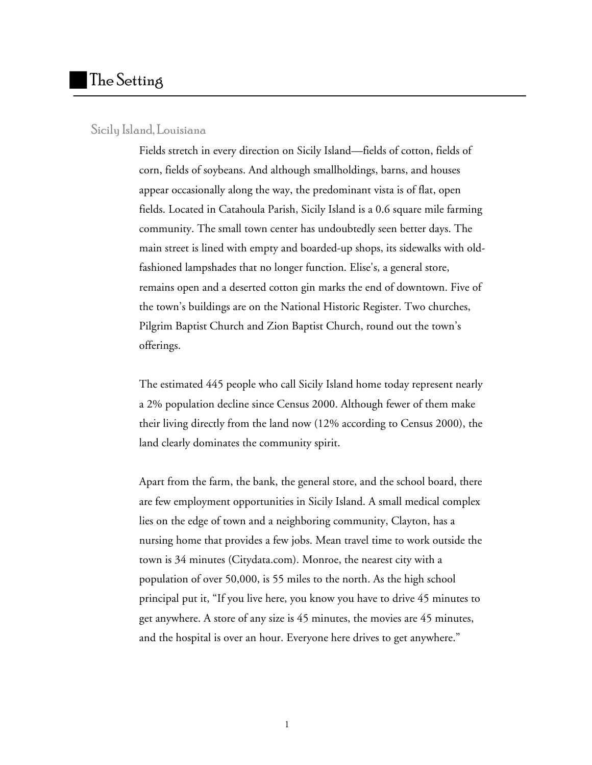# The Setting

## Sicily Island, Louisiana

Fields stretch in every direction on Sicily Island—fields of cotton, fields of corn, fields of soybeans. And although smallholdings, barns, and houses appear occasionally along the way, the predominant vista is of flat, open fields. Located in Catahoula Parish, Sicily Island is a 0.6 square mile farming community. The small town center has undoubtedly seen better days. The main street is lined with empty and boarded-up shops, its sidewalks with old-fashioned lampshades that no longer function. Elise's, a general store, remains open and a deserted cotton gin marks the end of downtown. Five of the town's buildings are on the National Historic Register. Two churches, Pilgrim Baptist Church and Zion Baptist Church, round out the town's offerings.

The estimated 445 people who call Sicily Island home today represent nearly a 2% population decline since Census 2000. Although fewer of them make their living directly from the land now (12% according to Census 2000), the land clearly dominates the community spirit.

Apart from the farm, the bank, the general store, and the school board, there are few employment opportunities in Sicily Island. A small medical complex lies on the edge of town and a neighboring community, Clayton, has a nursing home that provides a few jobs. Mean travel time to work outside the town is 34 minutes (Citydata.com). Monroe, the nearest city with a population of over 50,000, is 55 miles to the north. As the high school principal put it, "If you live here, you know you have to drive 45 minutes to get anywhere. A store of any size is 45 minutes, the movies are 45 minutes, and the hospital is over an hour. Everyone here drives to get anywhere."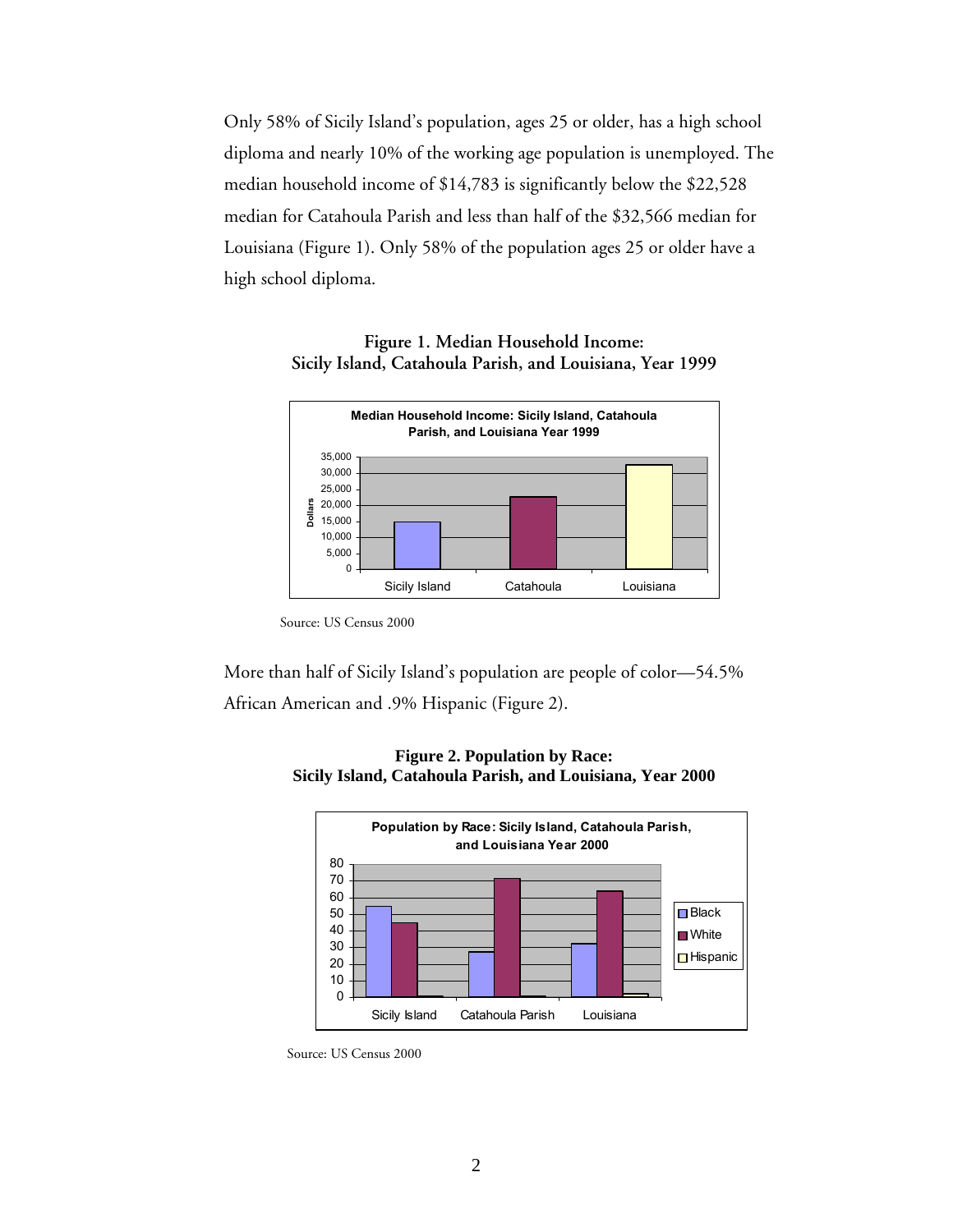Only 58% of Sicily Island's population, ages 25 or older, has a high school diploma and nearly 10% of the working age population is unemployed. The median household income of $14,783 is significantly below the $22,528 median for Catahoula Parish and less than half of the $32,566 median for Louisiana (Figure 1). Only 58% of the population ages 25 or older have a high school diploma.

**Figure 1. Median Household Income: Sicily Island, Catahoula Parish, and Louisiana, Year 1999**

Source: US Census 2000

More than half of Sicily Island's population are people of color—54.5% African American and .9% Hispanic (Figure 2).

**Figure 2. Population by Race: Sicily Island, Catahoula Parish, and Louisiana, Year 2000**

Source: US Census 2000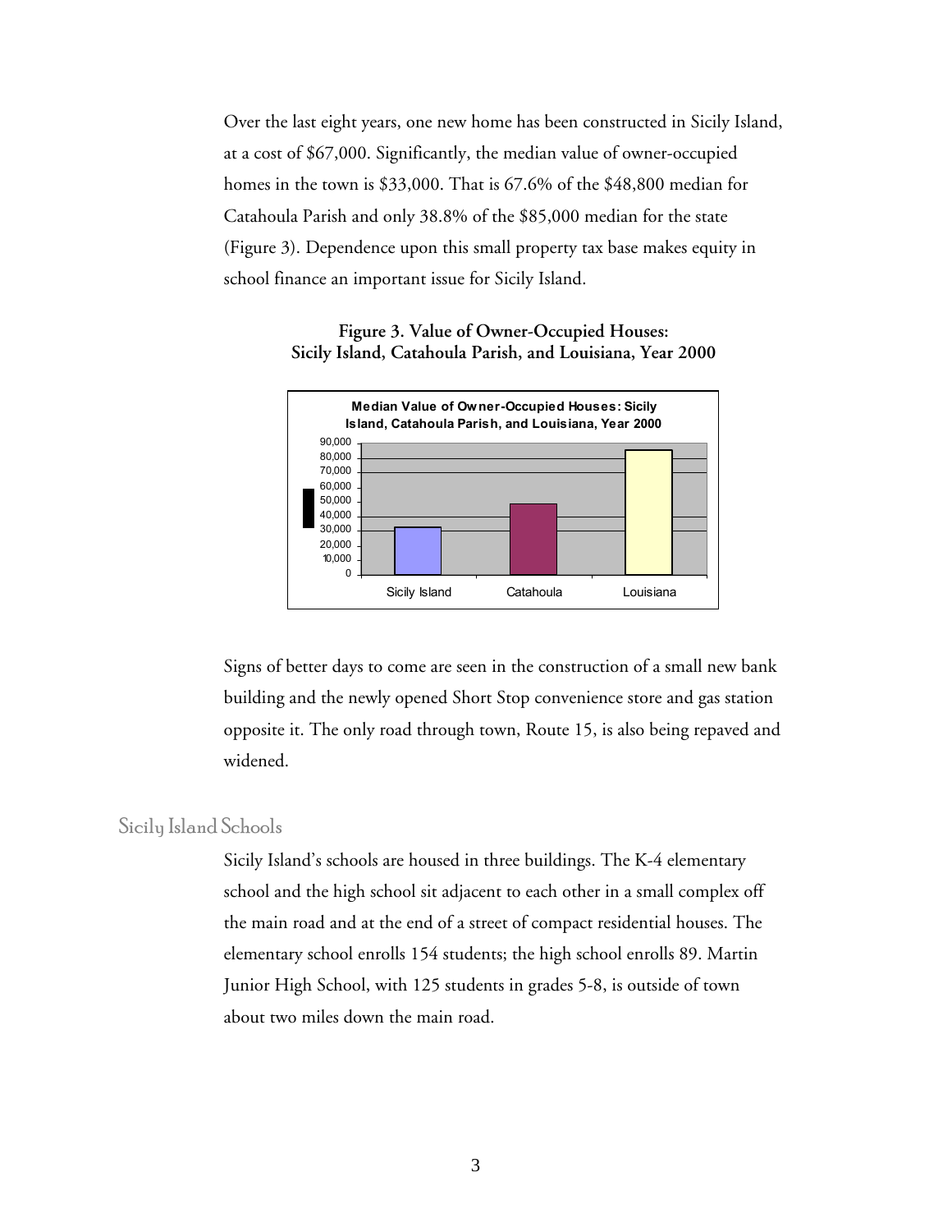Over the last eight years, one new home has been constructed in Sicily Island, at a cost of $67,000. Significantly, the median value of owner-occupied homes in the town is $33,000. That is 67.6% of the $48,800 median for Catahoula Parish and only 38.8% of the $85,000 median for the state (Figure 3). Dependence upon this small property tax base makes equity in school finance an important issue for Sicily Island.

**Figure 3. Value of Owner-Occupied Houses: Sicily Island, Catahoula Parish, and Louisiana, Year 2000**

Signs of better days to come are seen in the construction of a small new bank building and the newly opened Short Stop convenience store and gas station opposite it. The only road through town, Route 15, is also being repaved and widened.

## Sicily Island Schools

Sicily Island's schools are housed in three buildings. The K-4 elementary school and the high school sit adjacent to each other in a small complex off the main road and at the end of a street of compact residential houses. The elementary school enrolls 154 students; the high school enrolls 89. Martin Junior High School, with 125 students in grades 5-8, is outside of town about two miles down the main road.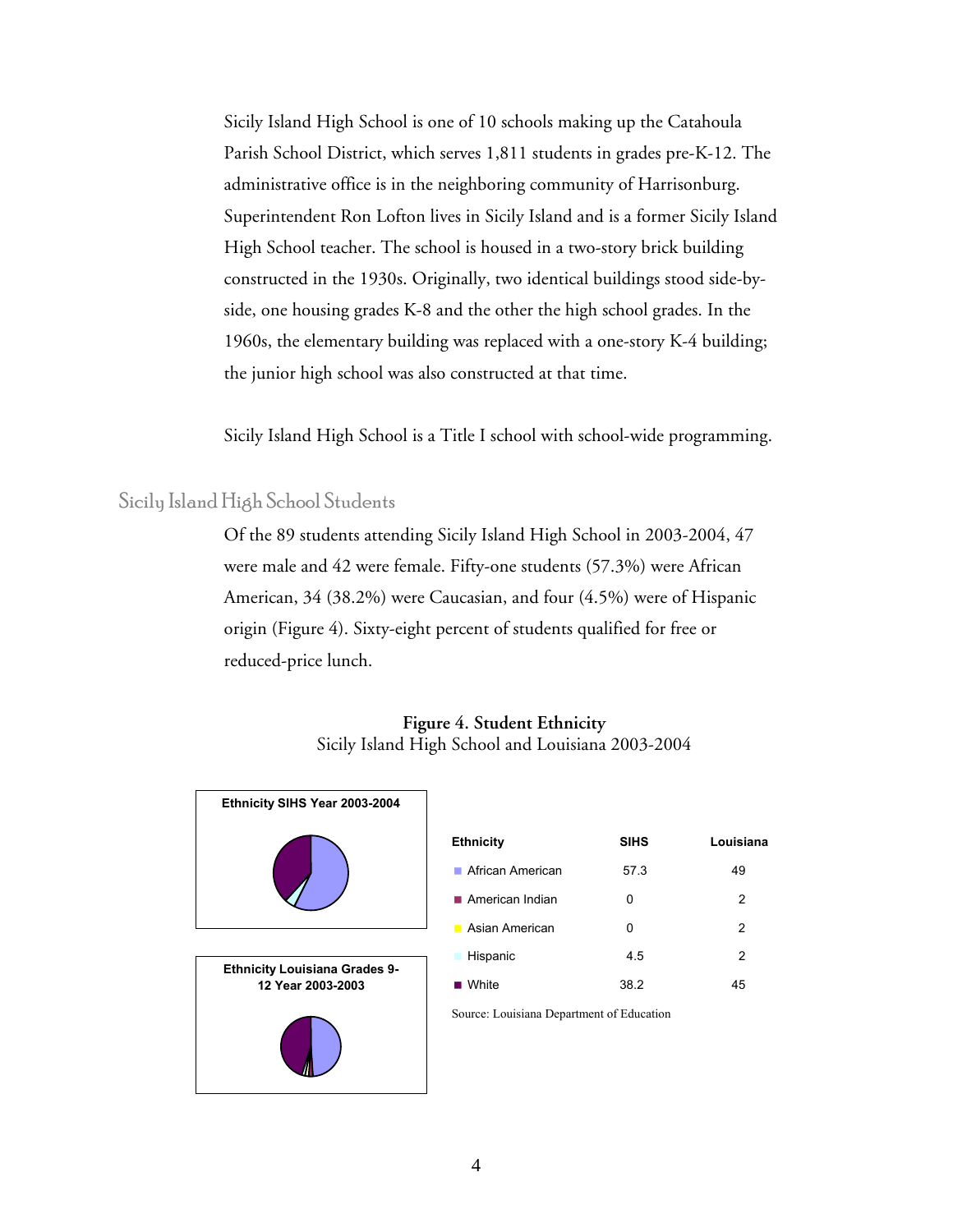Sicily Island High School is one of 10 schools making up the Catahoula Parish School District, which serves 1,811 students in grades pre-K-12. The administrative office is in the neighboring community of Harrisonburg. Superintendent Ron Lofton lives in Sicily Island and is a former Sicily Island High School teacher. The school is housed in a two-story brick building constructed in the 1930s. Originally, two identical buildings stood side-by-side, one housing grades K-8 and the other the high school grades. In the 1960s, the elementary building was replaced with a one-story K-4 building; the junior high school was also constructed at that time.

Sicily Island High School is a Title I school with school-wide programming.

## Sicily Island High School Students

Of the 89 students attending Sicily Island High School in 2003-2004, 47 were male and 42 were female. Fifty-one students (57.3%) were African American, 34 (38.2%) were Caucasian, and four (4.5%) were of Hispanic origin (Figure 4). Sixty-eight percent of students qualified for free or reduced-price lunch.

**Figure 4. Student Ethnicity**
Sicily Island High School and Louisiana 2003-2004

Ethnicity SIHS Year 2003-2004

Ethnicity Louisiana Grades 9-12 Year 2003-2003

| Ethnicity | SIHS | Louisiana |
|---|---|---|
| African American | 57.3 | 49 |
| American Indian | 0 | 2 |
| Asian American | 0 | 2 |
| Hispanic | 4.5 | 2 |
| White | 38.2 | 45 |

Source: Louisiana Department of Education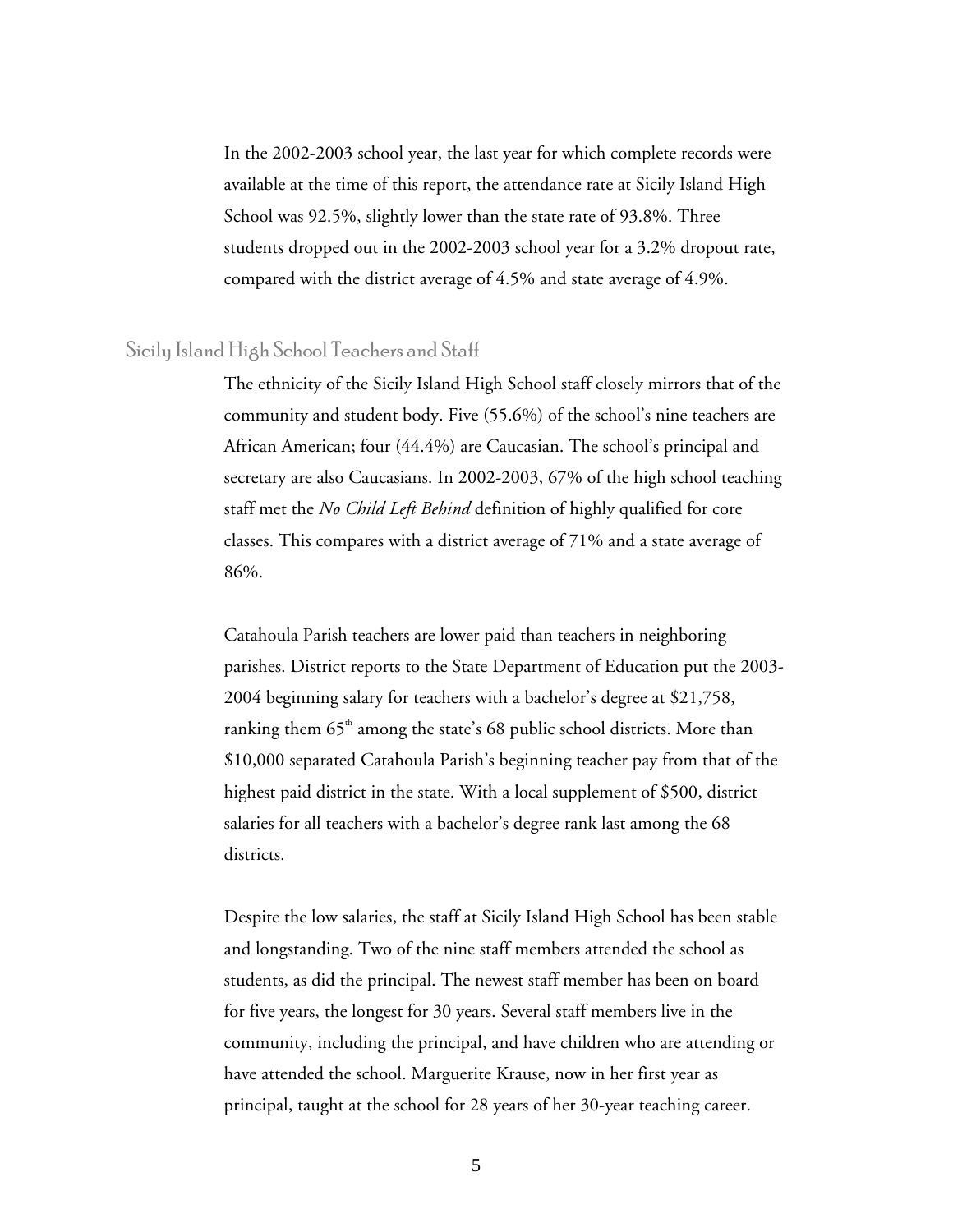In the 2002-2003 school year, the last year for which complete records were available at the time of this report, the attendance rate at Sicily Island High School was 92.5%, slightly lower than the state rate of 93.8%. Three students dropped out in the 2002-2003 school year for a 3.2% dropout rate, compared with the district average of 4.5% and state average of 4.9%.

## Sicily Island High School Teachers and Staff

The ethnicity of the Sicily Island High School staff closely mirrors that of the community and student body. Five (55.6%) of the school's nine teachers are African American; four (44.4%) are Caucasian. The school's principal and secretary are also Caucasians. In 2002-2003, 67% of the high school teaching staff met the *No Child Left Behind* definition of highly qualified for core classes. This compares with a district average of 71% and a state average of 86%.

Catahoula Parish teachers are lower paid than teachers in neighboring parishes. District reports to the State Department of Education put the 2003-2004 beginning salary for teachers with a bachelor's degree at $21,758, ranking them 65th among the state's 68 public school districts. More than $10,000 separated Catahoula Parish's beginning teacher pay from that of the highest paid district in the state. With a local supplement of $500, district salaries for all teachers with a bachelor's degree rank last among the 68 districts.

Despite the low salaries, the staff at Sicily Island High School has been stable and longstanding. Two of the nine staff members attended the school as students, as did the principal. The newest staff member has been on board for five years, the longest for 30 years. Several staff members live in the community, including the principal, and have children who are attending or have attended the school. Marguerite Krause, now in her first year as principal, taught at the school for 28 years of her 30-year teaching career.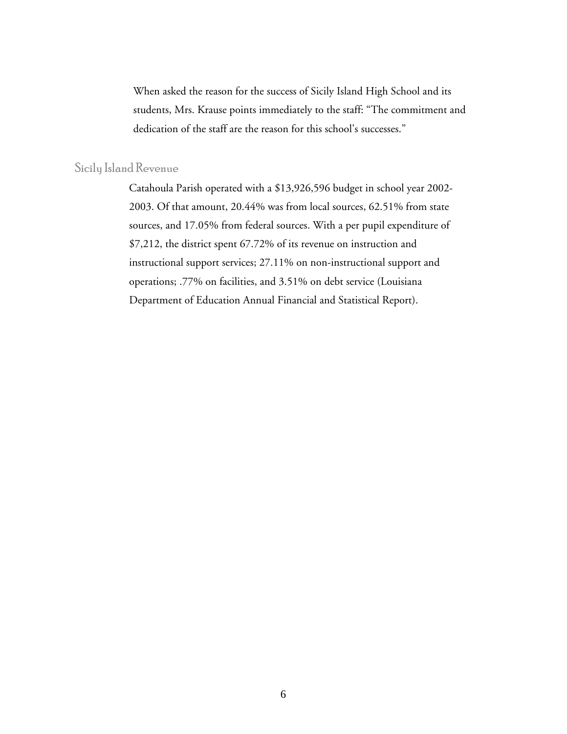When asked the reason for the success of Sicily Island High School and its students, Mrs. Krause points immediately to the staff: "The commitment and dedication of the staff are the reason for this school's successes."

## Sicily Island Revenue

Catahoula Parish operated with a $13,926,596 budget in school year 2002-2003. Of that amount, 20.44% was from local sources, 62.51% from state sources, and 17.05% from federal sources. With a per pupil expenditure of $7,212, the district spent 67.72% of its revenue on instruction and instructional support services; 27.11% on non-instructional support and operations; .77% on facilities, and 3.51% on debt service (Louisiana Department of Education Annual Financial and Statistical Report).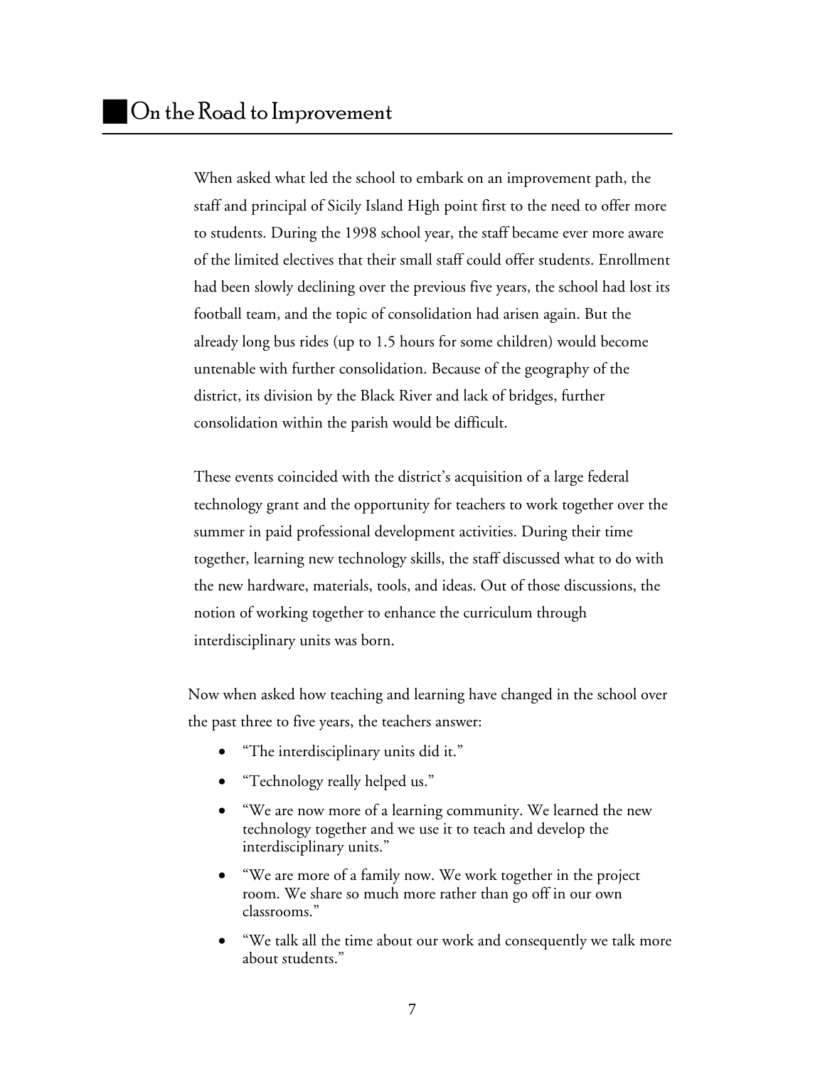## On the Road to Improvement

When asked what led the school to embark on an improvement path, the staff and principal of Sicily Island High point first to the need to offer more to students. During the 1998 school year, the staff became ever more aware of the limited electives that their small staff could offer students. Enrollment had been slowly declining over the previous five years, the school had lost its football team, and the topic of consolidation had arisen again. But the already long bus rides (up to 1.5 hours for some children) would become untenable with further consolidation. Because of the geography of the district, its division by the Black River and lack of bridges, further consolidation within the parish would be difficult.

These events coincided with the district's acquisition of a large federal technology grant and the opportunity for teachers to work together over the summer in paid professional development activities. During their time together, learning new technology skills, the staff discussed what to do with the new hardware, materials, tools, and ideas. Out of those discussions, the notion of working together to enhance the curriculum through interdisciplinary units was born.

Now when asked how teaching and learning have changed in the school over the past three to five years, the teachers answer:

- "The interdisciplinary units did it."
- "Technology really helped us."
- "We are now more of a learning community. We learned the new technology together and we use it to teach and develop the interdisciplinary units."
- "We are more of a family now. We work together in the project room. We share so much more rather than go off in our own classrooms."
- "We talk all the time about our work and consequently we talk more about students."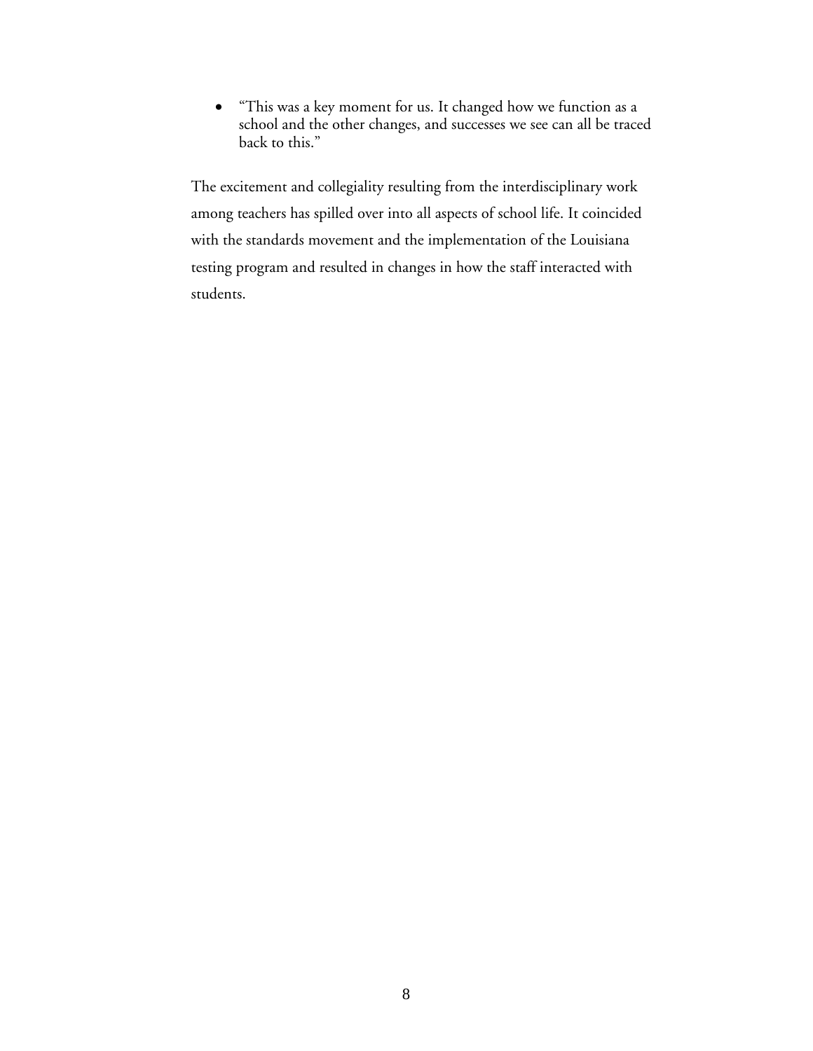- "This was a key moment for us. It changed how we function as a school and the other changes, and successes we see can all be traced back to this."

The excitement and collegiality resulting from the interdisciplinary work among teachers has spilled over into all aspects of school life. It coincided with the standards movement and the implementation of the Louisiana testing program and resulted in changes in how the staff interacted with students.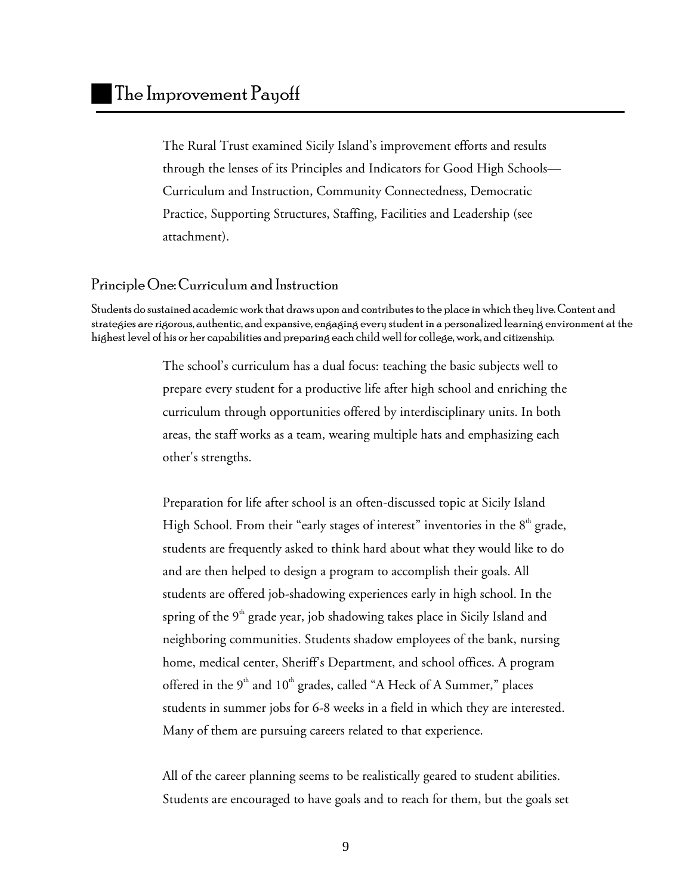# The Improvement Payoff

The Rural Trust examined Sicily Island's improvement efforts and results through the lenses of its Principles and Indicators for Good High Schools—Curriculum and Instruction, Community Connectedness, Democratic Practice, Supporting Structures, Staffing, Facilities and Leadership (see attachment).

## Principle One: Curriculum and Instruction

Students do sustained academic work that draws upon and contributes to the place in which they live. Content and strategies are rigorous, authentic, and expansive, engaging every student in a personalized learning environment at the highest level of his or her capabilities and preparing each child well for college, work, and citizenship.

The school's curriculum has a dual focus: teaching the basic subjects well to prepare every student for a productive life after high school and enriching the curriculum through opportunities offered by interdisciplinary units. In both areas, the staff works as a team, wearing multiple hats and emphasizing each other's strengths.

Preparation for life after school is an often-discussed topic at Sicily Island High School. From their "early stages of interest" inventories in the 8th grade, students are frequently asked to think hard about what they would like to do and are then helped to design a program to accomplish their goals. All students are offered job-shadowing experiences early in high school. In the spring of the 9th grade year, job shadowing takes place in Sicily Island and neighboring communities. Students shadow employees of the bank, nursing home, medical center, Sheriff's Department, and school offices. A program offered in the 9th and 10th grades, called "A Heck of A Summer," places students in summer jobs for 6-8 weeks in a field in which they are interested. Many of them are pursuing careers related to that experience.

All of the career planning seems to be realistically geared to student abilities. Students are encouraged to have goals and to reach for them, but the goals set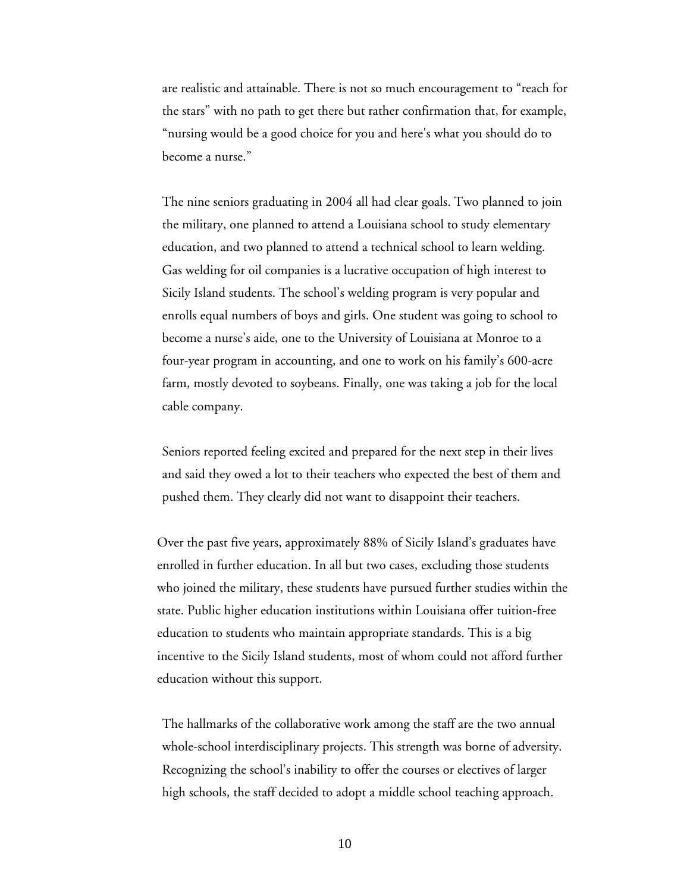are realistic and attainable. There is not so much encouragement to "reach for the stars" with no path to get there but rather confirmation that, for example, "nursing would be a good choice for you and here's what you should do to become a nurse."

The nine seniors graduating in 2004 all had clear goals. Two planned to join the military, one planned to attend a Louisiana school to study elementary education, and two planned to attend a technical school to learn welding. Gas welding for oil companies is a lucrative occupation of high interest to Sicily Island students. The school's welding program is very popular and enrolls equal numbers of boys and girls. One student was going to school to become a nurse's aide, one to the University of Louisiana at Monroe to a four-year program in accounting, and one to work on his family's 600-acre farm, mostly devoted to soybeans. Finally, one was taking a job for the local cable company.

Seniors reported feeling excited and prepared for the next step in their lives and said they owed a lot to their teachers who expected the best of them and pushed them. They clearly did not want to disappoint their teachers.

Over the past five years, approximately 88% of Sicily Island's graduates have enrolled in further education. In all but two cases, excluding those students who joined the military, these students have pursued further studies within the state. Public higher education institutions within Louisiana offer tuition-free education to students who maintain appropriate standards. This is a big incentive to the Sicily Island students, most of whom could not afford further education without this support.

The hallmarks of the collaborative work among the staff are the two annual whole-school interdisciplinary projects. This strength was borne of adversity. Recognizing the school's inability to offer the courses or electives of larger high schools, the staff decided to adopt a middle school teaching approach.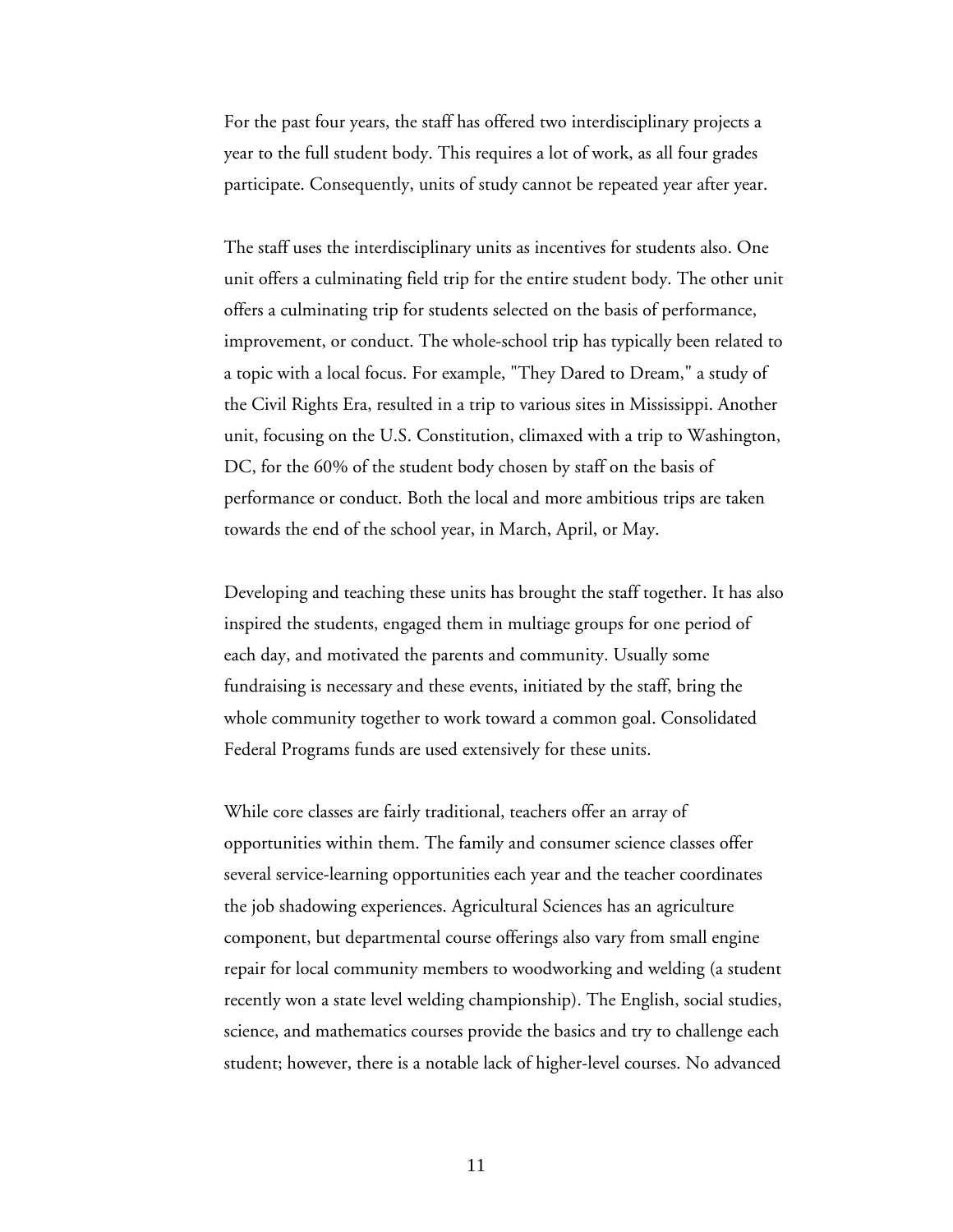For the past four years, the staff has offered two interdisciplinary projects a year to the full student body. This requires a lot of work, as all four grades participate. Consequently, units of study cannot be repeated year after year.

The staff uses the interdisciplinary units as incentives for students also. One unit offers a culminating field trip for the entire student body. The other unit offers a culminating trip for students selected on the basis of performance, improvement, or conduct. The whole-school trip has typically been related to a topic with a local focus. For example, "They Dared to Dream," a study of the Civil Rights Era, resulted in a trip to various sites in Mississippi. Another unit, focusing on the U.S. Constitution, climaxed with a trip to Washington, DC, for the 60% of the student body chosen by staff on the basis of performance or conduct. Both the local and more ambitious trips are taken towards the end of the school year, in March, April, or May.

Developing and teaching these units has brought the staff together. It has also inspired the students, engaged them in multiage groups for one period of each day, and motivated the parents and community. Usually some fundraising is necessary and these events, initiated by the staff, bring the whole community together to work toward a common goal. Consolidated Federal Programs funds are used extensively for these units.

While core classes are fairly traditional, teachers offer an array of opportunities within them. The family and consumer science classes offer several service-learning opportunities each year and the teacher coordinates the job shadowing experiences. Agricultural Sciences has an agriculture component, but departmental course offerings also vary from small engine repair for local community members to woodworking and welding (a student recently won a state level welding championship). The English, social studies, science, and mathematics courses provide the basics and try to challenge each student; however, there is a notable lack of higher-level courses. No advanced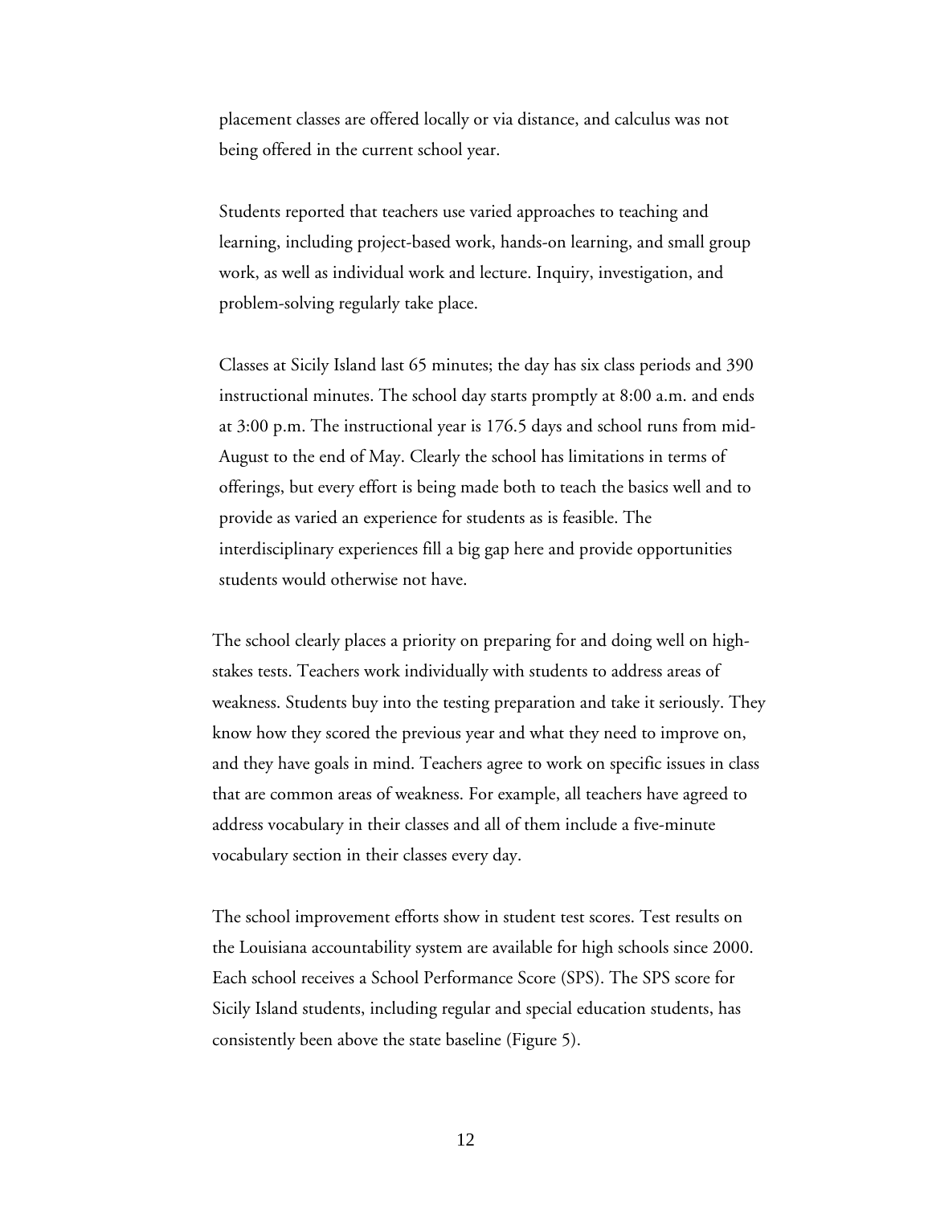placement classes are offered locally or via distance, and calculus was not being offered in the current school year.

Students reported that teachers use varied approaches to teaching and learning, including project-based work, hands-on learning, and small group work, as well as individual work and lecture. Inquiry, investigation, and problem-solving regularly take place.

Classes at Sicily Island last 65 minutes; the day has six class periods and 390 instructional minutes. The school day starts promptly at 8:00 a.m. and ends at 3:00 p.m. The instructional year is 176.5 days and school runs from mid-August to the end of May. Clearly the school has limitations in terms of offerings, but every effort is being made both to teach the basics well and to provide as varied an experience for students as is feasible. The interdisciplinary experiences fill a big gap here and provide opportunities students would otherwise not have.

The school clearly places a priority on preparing for and doing well on high-stakes tests. Teachers work individually with students to address areas of weakness. Students buy into the testing preparation and take it seriously. They know how they scored the previous year and what they need to improve on, and they have goals in mind. Teachers agree to work on specific issues in class that are common areas of weakness. For example, all teachers have agreed to address vocabulary in their classes and all of them include a five-minute vocabulary section in their classes every day.

The school improvement efforts show in student test scores. Test results on the Louisiana accountability system are available for high schools since 2000. Each school receives a School Performance Score (SPS). The SPS score for Sicily Island students, including regular and special education students, has consistently been above the state baseline (Figure 5).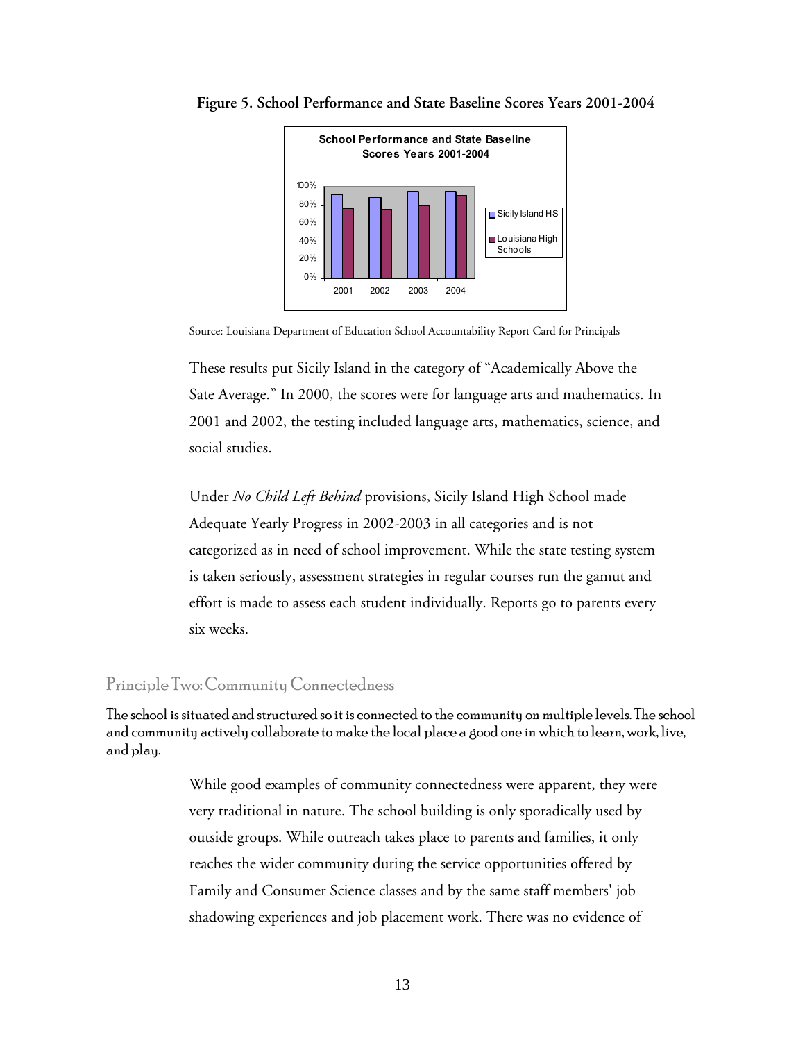**Figure 5. School Performance and State Baseline Scores Years 2001-2004**

Source: Louisiana Department of Education School Accountability Report Card for Principals

These results put Sicily Island in the category of "Academically Above the Sate Average." In 2000, the scores were for language arts and mathematics. In 2001 and 2002, the testing included language arts, mathematics, science, and social studies.

Under *No Child Left Behind* provisions, Sicily Island High School made Adequate Yearly Progress in 2002-2003 in all categories and is not categorized as in need of school improvement. While the state testing system is taken seriously, assessment strategies in regular courses run the gamut and effort is made to assess each student individually. Reports go to parents every six weeks.

## Principle Two: Community Connectedness

**The school is situated and structured so it is connected to the community on multiple levels. The school and community actively collaborate to make the local place a good one in which to learn, work, live, and play.**

While good examples of community connectedness were apparent, they were very traditional in nature. The school building is only sporadically used by outside groups. While outreach takes place to parents and families, it only reaches the wider community during the service opportunities offered by Family and Consumer Science classes and by the same staff members' job shadowing experiences and job placement work. There was no evidence of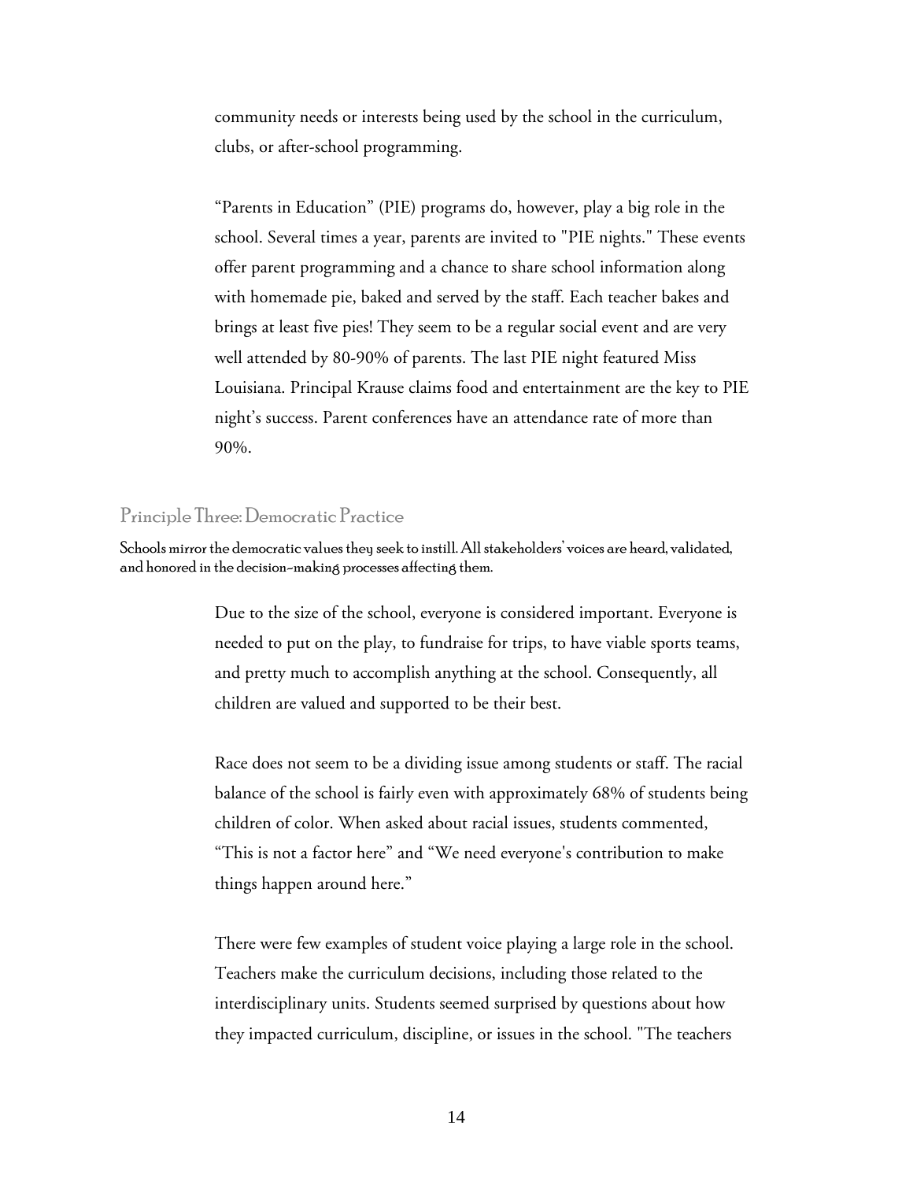community needs or interests being used by the school in the curriculum, clubs, or after-school programming.

"Parents in Education" (PIE) programs do, however, play a big role in the school. Several times a year, parents are invited to "PIE nights." These events offer parent programming and a chance to share school information along with homemade pie, baked and served by the staff. Each teacher bakes and brings at least five pies! They seem to be a regular social event and are very well attended by 80-90% of parents. The last PIE night featured Miss Louisiana. Principal Krause claims food and entertainment are the key to PIE night's success. Parent conferences have an attendance rate of more than 90%.

## Principle Three: Democratic Practice

**Schools mirror the democratic values they seek to instill. All stakeholders' voices are heard, validated, and honored in the decision-making processes affecting them.**

Due to the size of the school, everyone is considered important. Everyone is needed to put on the play, to fundraise for trips, to have viable sports teams, and pretty much to accomplish anything at the school. Consequently, all children are valued and supported to be their best.

Race does not seem to be a dividing issue among students or staff. The racial balance of the school is fairly even with approximately 68% of students being children of color. When asked about racial issues, students commented, "This is not a factor here" and "We need everyone's contribution to make things happen around here."

There were few examples of student voice playing a large role in the school. Teachers make the curriculum decisions, including those related to the interdisciplinary units. Students seemed surprised by questions about how they impacted curriculum, discipline, or issues in the school. "The teachers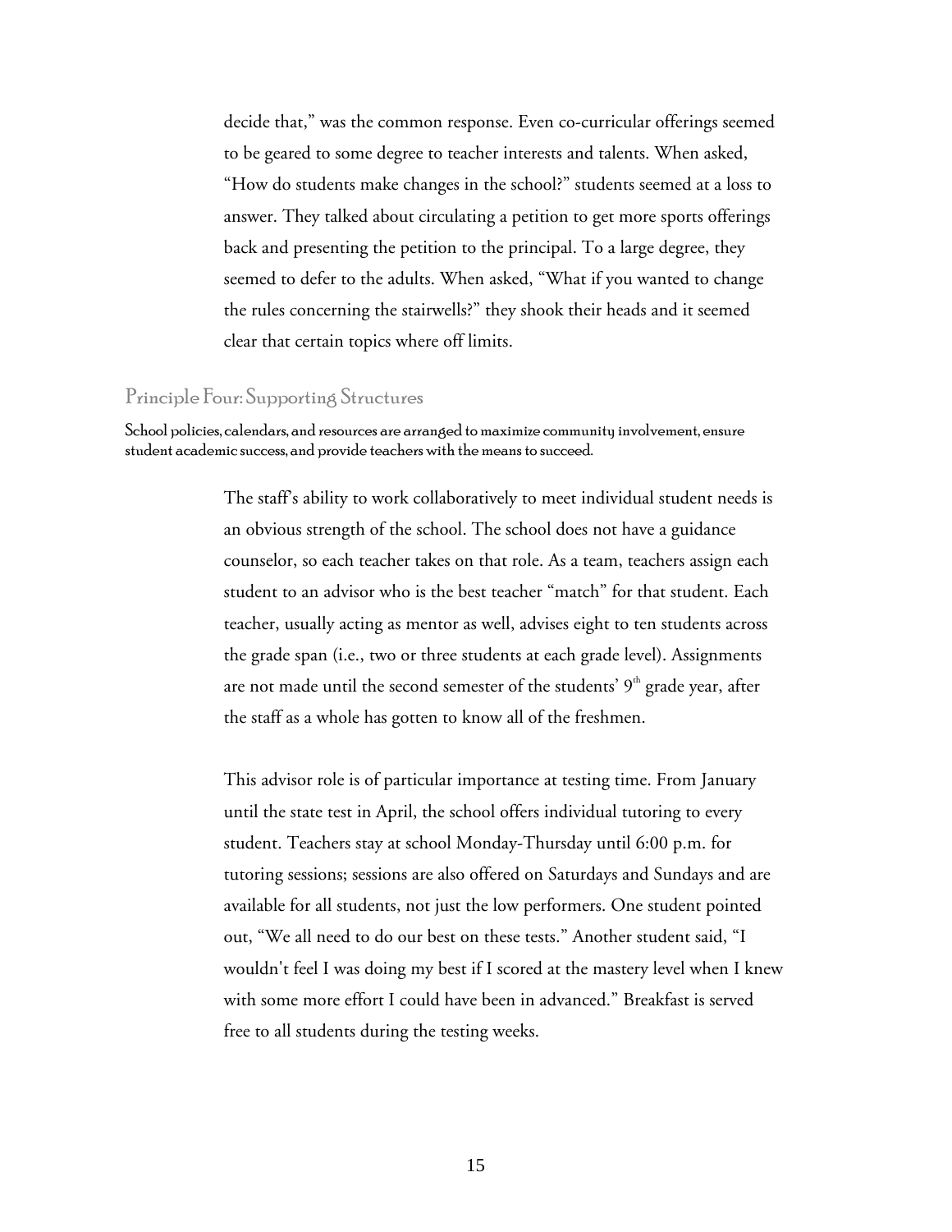decide that," was the common response. Even co-curricular offerings seemed to be geared to some degree to teacher interests and talents. When asked, "How do students make changes in the school?" students seemed at a loss to answer. They talked about circulating a petition to get more sports offerings back and presenting the petition to the principal. To a large degree, they seemed to defer to the adults. When asked, "What if you wanted to change the rules concerning the stairwells?" they shook their heads and it seemed clear that certain topics where off limits.

## Principle Four: Supporting Structures

**School policies, calendars, and resources are arranged to maximize community involvement, ensure student academic success, and provide teachers with the means to succeed.**

The staff's ability to work collaboratively to meet individual student needs is an obvious strength of the school. The school does not have a guidance counselor, so each teacher takes on that role. As a team, teachers assign each student to an advisor who is the best teacher "match" for that student. Each teacher, usually acting as mentor as well, advises eight to ten students across the grade span (i.e., two or three students at each grade level). Assignments are not made until the second semester of the students' 9th grade year, after the staff as a whole has gotten to know all of the freshmen.

This advisor role is of particular importance at testing time. From January until the state test in April, the school offers individual tutoring to every student. Teachers stay at school Monday-Thursday until 6:00 p.m. for tutoring sessions; sessions are also offered on Saturdays and Sundays and are available for all students, not just the low performers. One student pointed out, "We all need to do our best on these tests." Another student said, "I wouldn't feel I was doing my best if I scored at the mastery level when I knew with some more effort I could have been in advanced." Breakfast is served free to all students during the testing weeks.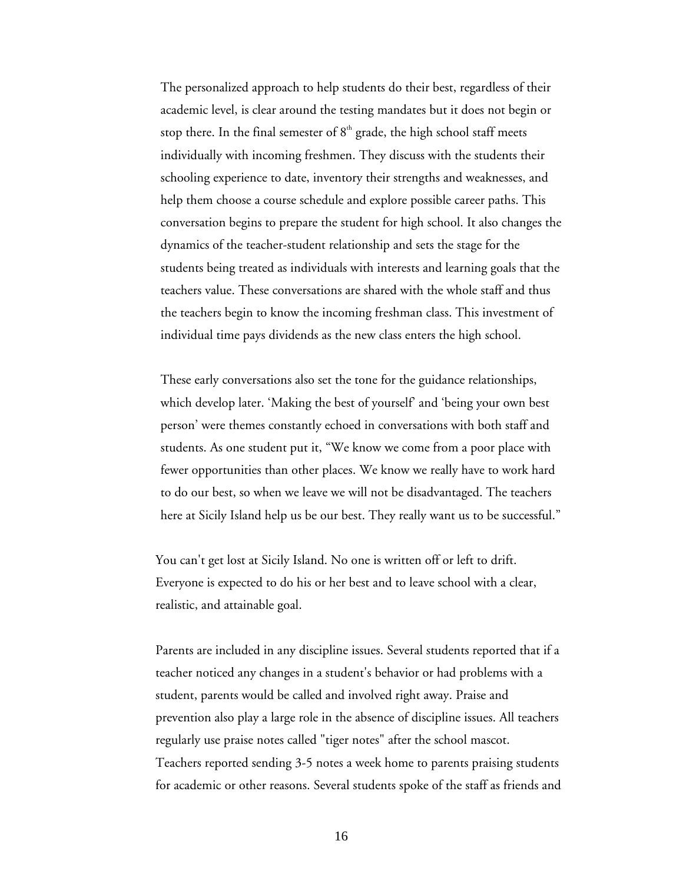The personalized approach to help students do their best, regardless of their academic level, is clear around the testing mandates but it does not begin or stop there. In the final semester of 8th grade, the high school staff meets individually with incoming freshmen. They discuss with the students their schooling experience to date, inventory their strengths and weaknesses, and help them choose a course schedule and explore possible career paths. This conversation begins to prepare the student for high school. It also changes the dynamics of the teacher-student relationship and sets the stage for the students being treated as individuals with interests and learning goals that the teachers value. These conversations are shared with the whole staff and thus the teachers begin to know the incoming freshman class. This investment of individual time pays dividends as the new class enters the high school.

These early conversations also set the tone for the guidance relationships, which develop later. 'Making the best of yourself' and 'being your own best person' were themes constantly echoed in conversations with both staff and students. As one student put it, "We know we come from a poor place with fewer opportunities than other places. We know we really have to work hard to do our best, so when we leave we will not be disadvantaged. The teachers here at Sicily Island help us be our best. They really want us to be successful."

You can't get lost at Sicily Island. No one is written off or left to drift. Everyone is expected to do his or her best and to leave school with a clear, realistic, and attainable goal.

Parents are included in any discipline issues. Several students reported that if a teacher noticed any changes in a student's behavior or had problems with a student, parents would be called and involved right away. Praise and prevention also play a large role in the absence of discipline issues. All teachers regularly use praise notes called "tiger notes" after the school mascot. Teachers reported sending 3-5 notes a week home to parents praising students for academic or other reasons. Several students spoke of the staff as friends and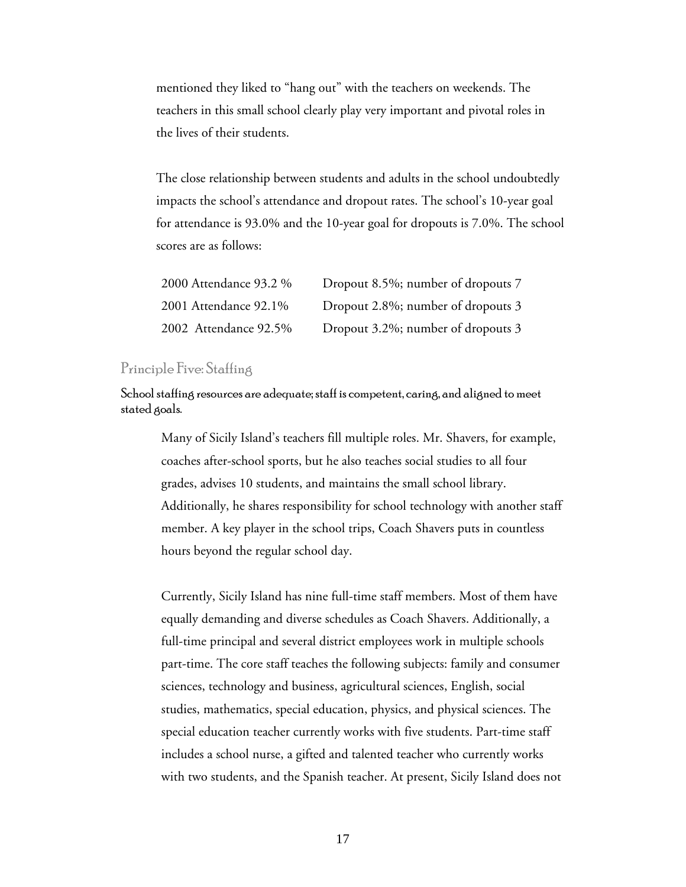mentioned they liked to "hang out" with the teachers on weekends. The teachers in this small school clearly play very important and pivotal roles in the lives of their students.

The close relationship between students and adults in the school undoubtedly impacts the school's attendance and dropout rates. The school's 10-year goal for attendance is 93.0% and the 10-year goal for dropouts is 7.0%. The school scores are as follows:

| | |
|---|---|
| 2000 Attendance 93.2 % | Dropout 8.5%; number of dropouts 7 |
| 2001 Attendance 92.1% | Dropout 2.8%; number of dropouts 3 |
| 2002 Attendance 92.5% | Dropout 3.2%; number of dropouts 3 |

## Principle Five: Staffing

**School staffing resources are adequate; staff is competent, caring, and aligned to meet stated goals.**

Many of Sicily Island's teachers fill multiple roles. Mr. Shavers, for example, coaches after-school sports, but he also teaches social studies to all four grades, advises 10 students, and maintains the small school library. Additionally, he shares responsibility for school technology with another staff member. A key player in the school trips, Coach Shavers puts in countless hours beyond the regular school day.

Currently, Sicily Island has nine full-time staff members. Most of them have equally demanding and diverse schedules as Coach Shavers. Additionally, a full-time principal and several district employees work in multiple schools part-time. The core staff teaches the following subjects: family and consumer sciences, technology and business, agricultural sciences, English, social studies, mathematics, special education, physics, and physical sciences. The special education teacher currently works with five students. Part-time staff includes a school nurse, a gifted and talented teacher who currently works with two students, and the Spanish teacher. At present, Sicily Island does not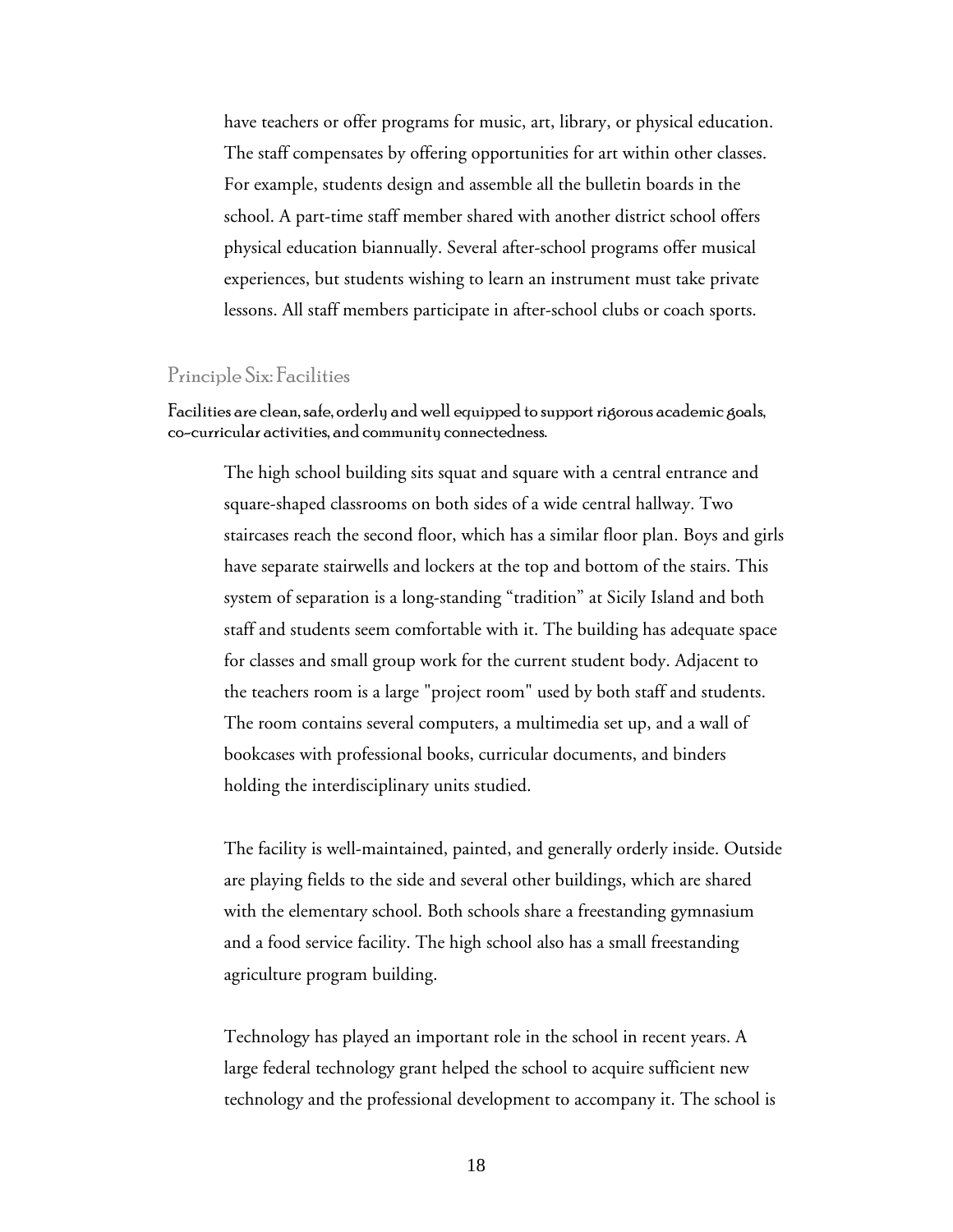have teachers or offer programs for music, art, library, or physical education. The staff compensates by offering opportunities for art within other classes. For example, students design and assemble all the bulletin boards in the school. A part-time staff member shared with another district school offers physical education biannually. Several after-school programs offer musical experiences, but students wishing to learn an instrument must take private lessons. All staff members participate in after-school clubs or coach sports.

## Principle Six: Facilities

**Facilities are clean, safe, orderly and well equipped to support rigorous academic goals, co-curricular activities, and community connectedness.**

The high school building sits squat and square with a central entrance and square-shaped classrooms on both sides of a wide central hallway. Two staircases reach the second floor, which has a similar floor plan. Boys and girls have separate stairwells and lockers at the top and bottom of the stairs. This system of separation is a long-standing "tradition" at Sicily Island and both staff and students seem comfortable with it. The building has adequate space for classes and small group work for the current student body. Adjacent to the teachers room is a large "project room" used by both staff and students. The room contains several computers, a multimedia set up, and a wall of bookcases with professional books, curricular documents, and binders holding the interdisciplinary units studied.

The facility is well-maintained, painted, and generally orderly inside. Outside are playing fields to the side and several other buildings, which are shared with the elementary school. Both schools share a freestanding gymnasium and a food service facility. The high school also has a small freestanding agriculture program building.

Technology has played an important role in the school in recent years. A large federal technology grant helped the school to acquire sufficient new technology and the professional development to accompany it. The school is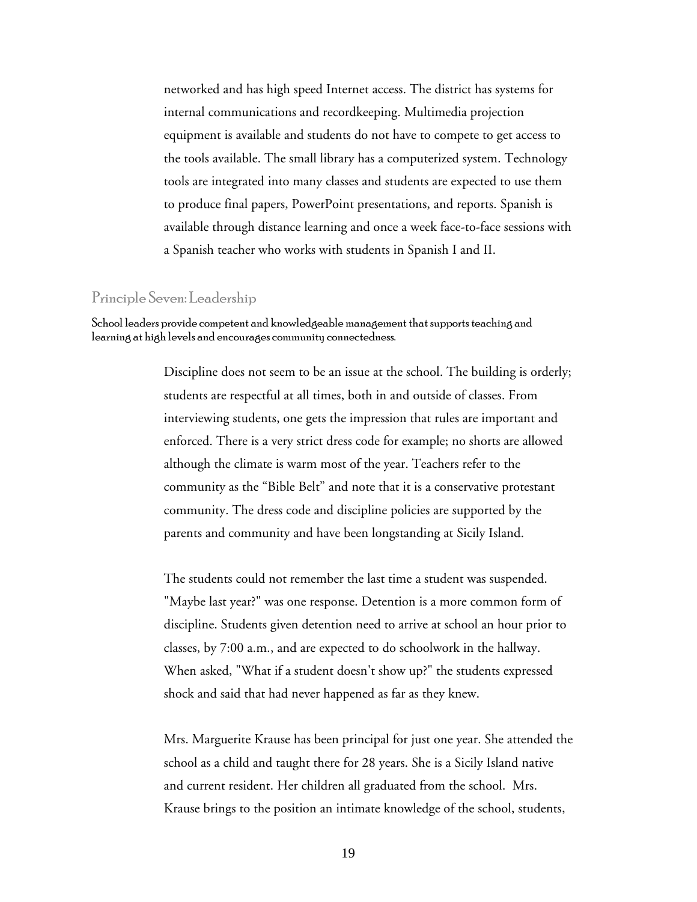networked and has high speed Internet access. The district has systems for internal communications and recordkeeping. Multimedia projection equipment is available and students do not have to compete to get access to the tools available. The small library has a computerized system. Technology tools are integrated into many classes and students are expected to use them to produce final papers, PowerPoint presentations, and reports. Spanish is available through distance learning and once a week face-to-face sessions with a Spanish teacher who works with students in Spanish I and II.

## Principle Seven: Leadership

School leaders provide competent and knowledgeable management that supports teaching and learning at high levels and encourages community connectedness.

Discipline does not seem to be an issue at the school. The building is orderly; students are respectful at all times, both in and outside of classes. From interviewing students, one gets the impression that rules are important and enforced. There is a very strict dress code for example; no shorts are allowed although the climate is warm most of the year. Teachers refer to the community as the "Bible Belt" and note that it is a conservative protestant community. The dress code and discipline policies are supported by the parents and community and have been longstanding at Sicily Island.

The students could not remember the last time a student was suspended. "Maybe last year?" was one response. Detention is a more common form of discipline. Students given detention need to arrive at school an hour prior to classes, by 7:00 a.m., and are expected to do schoolwork in the hallway. When asked, "What if a student doesn't show up?" the students expressed shock and said that had never happened as far as they knew.

Mrs. Marguerite Krause has been principal for just one year. She attended the school as a child and taught there for 28 years. She is a Sicily Island native and current resident. Her children all graduated from the school. Mrs. Krause brings to the position an intimate knowledge of the school, students,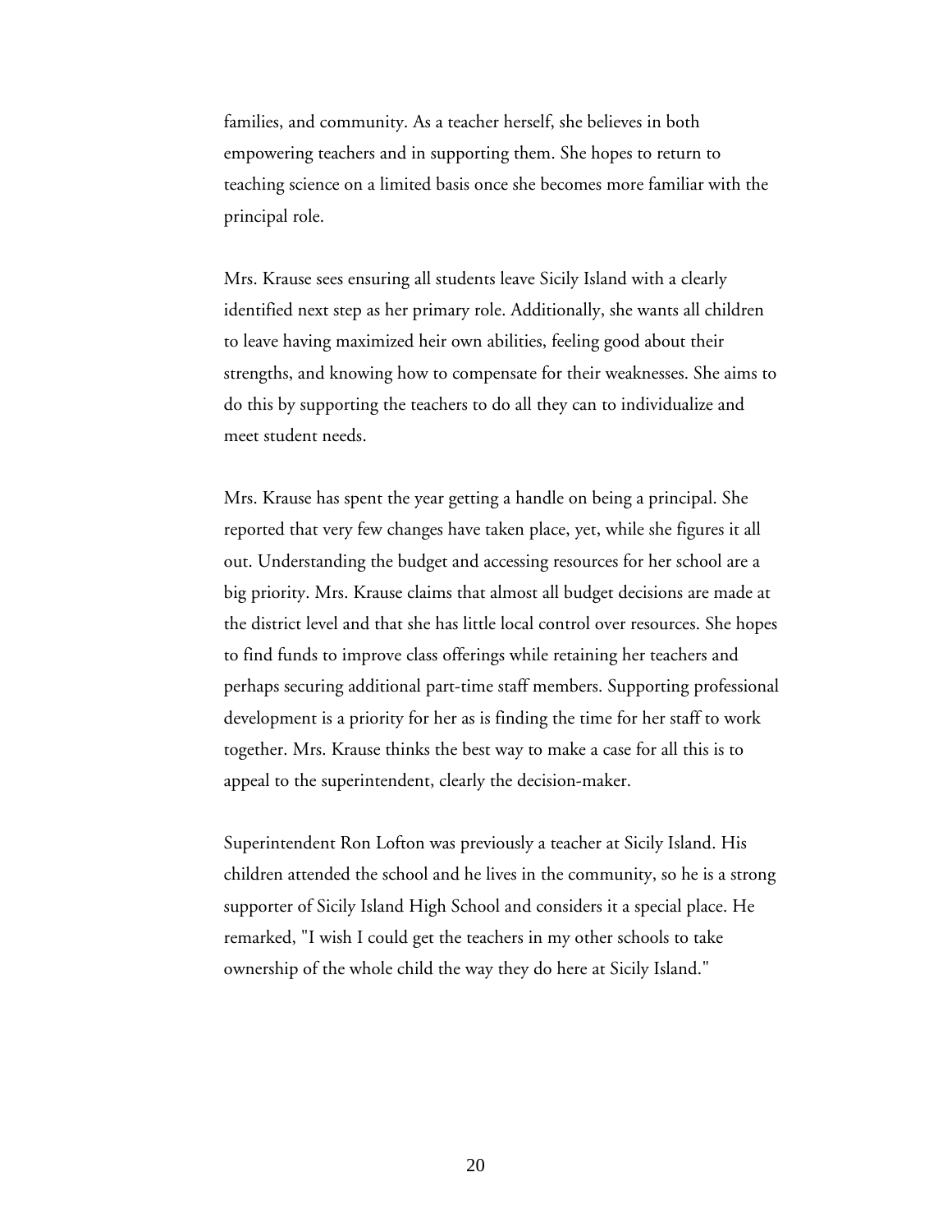families, and community. As a teacher herself, she believes in both empowering teachers and in supporting them. She hopes to return to teaching science on a limited basis once she becomes more familiar with the principal role.

Mrs. Krause sees ensuring all students leave Sicily Island with a clearly identified next step as her primary role. Additionally, she wants all children to leave having maximized heir own abilities, feeling good about their strengths, and knowing how to compensate for their weaknesses. She aims to do this by supporting the teachers to do all they can to individualize and meet student needs.

Mrs. Krause has spent the year getting a handle on being a principal. She reported that very few changes have taken place, yet, while she figures it all out. Understanding the budget and accessing resources for her school are a big priority. Mrs. Krause claims that almost all budget decisions are made at the district level and that she has little local control over resources. She hopes to find funds to improve class offerings while retaining her teachers and perhaps securing additional part-time staff members. Supporting professional development is a priority for her as is finding the time for her staff to work together. Mrs. Krause thinks the best way to make a case for all this is to appeal to the superintendent, clearly the decision-maker.

Superintendent Ron Lofton was previously a teacher at Sicily Island. His children attended the school and he lives in the community, so he is a strong supporter of Sicily Island High School and considers it a special place. He remarked, "I wish I could get the teachers in my other schools to take ownership of the whole child the way they do here at Sicily Island."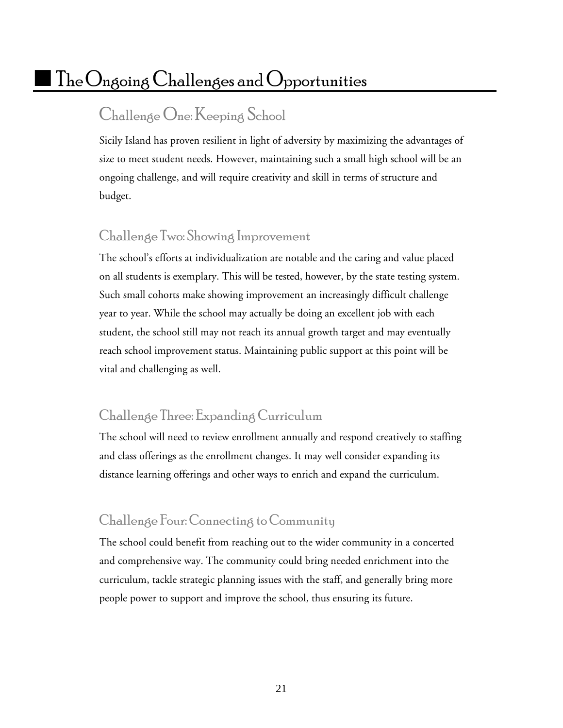# The Ongoing Challenges and Opportunities

## Challenge One: Keeping School

Sicily Island has proven resilient in light of adversity by maximizing the advantages of size to meet student needs. However, maintaining such a small high school will be an ongoing challenge, and will require creativity and skill in terms of structure and budget.

## Challenge Two: Showing Improvement

The school's efforts at individualization are notable and the caring and value placed on all students is exemplary. This will be tested, however, by the state testing system. Such small cohorts make showing improvement an increasingly difficult challenge year to year. While the school may actually be doing an excellent job with each student, the school still may not reach its annual growth target and may eventually reach school improvement status. Maintaining public support at this point will be vital and challenging as well.

## Challenge Three: Expanding Curriculum

The school will need to review enrollment annually and respond creatively to staffing and class offerings as the enrollment changes. It may well consider expanding its distance learning offerings and other ways to enrich and expand the curriculum.

## Challenge Four: Connecting to Community

The school could benefit from reaching out to the wider community in a concerted and comprehensive way. The community could bring needed enrichment into the curriculum, tackle strategic planning issues with the staff, and generally bring more people power to support and improve the school, thus ensuring its future.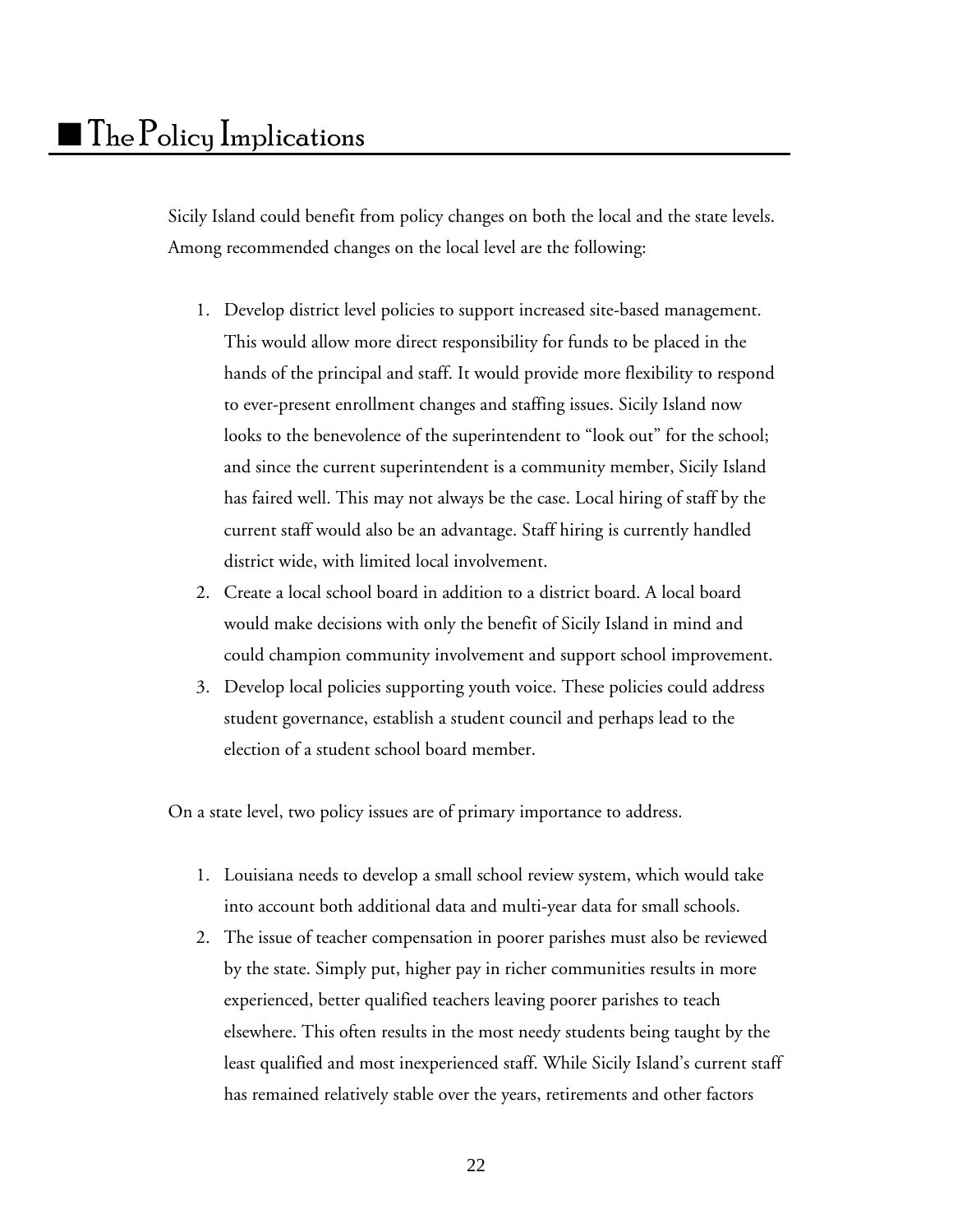## The Policy Implications

Sicily Island could benefit from policy changes on both the local and the state levels. Among recommended changes on the local level are the following:

1. Develop district level policies to support increased site-based management. This would allow more direct responsibility for funds to be placed in the hands of the principal and staff. It would provide more flexibility to respond to ever-present enrollment changes and staffing issues. Sicily Island now looks to the benevolence of the superintendent to "look out" for the school; and since the current superintendent is a community member, Sicily Island has faired well. This may not always be the case. Local hiring of staff by the current staff would also be an advantage. Staff hiring is currently handled district wide, with limited local involvement.
2. Create a local school board in addition to a district board. A local board would make decisions with only the benefit of Sicily Island in mind and could champion community involvement and support school improvement.
3. Develop local policies supporting youth voice. These policies could address student governance, establish a student council and perhaps lead to the election of a student school board member.

On a state level, two policy issues are of primary importance to address.

1. Louisiana needs to develop a small school review system, which would take into account both additional data and multi-year data for small schools.
2. The issue of teacher compensation in poorer parishes must also be reviewed by the state. Simply put, higher pay in richer communities results in more experienced, better qualified teachers leaving poorer parishes to teach elsewhere. This often results in the most needy students being taught by the least qualified and most inexperienced staff. While Sicily Island's current staff has remained relatively stable over the years, retirements and other factors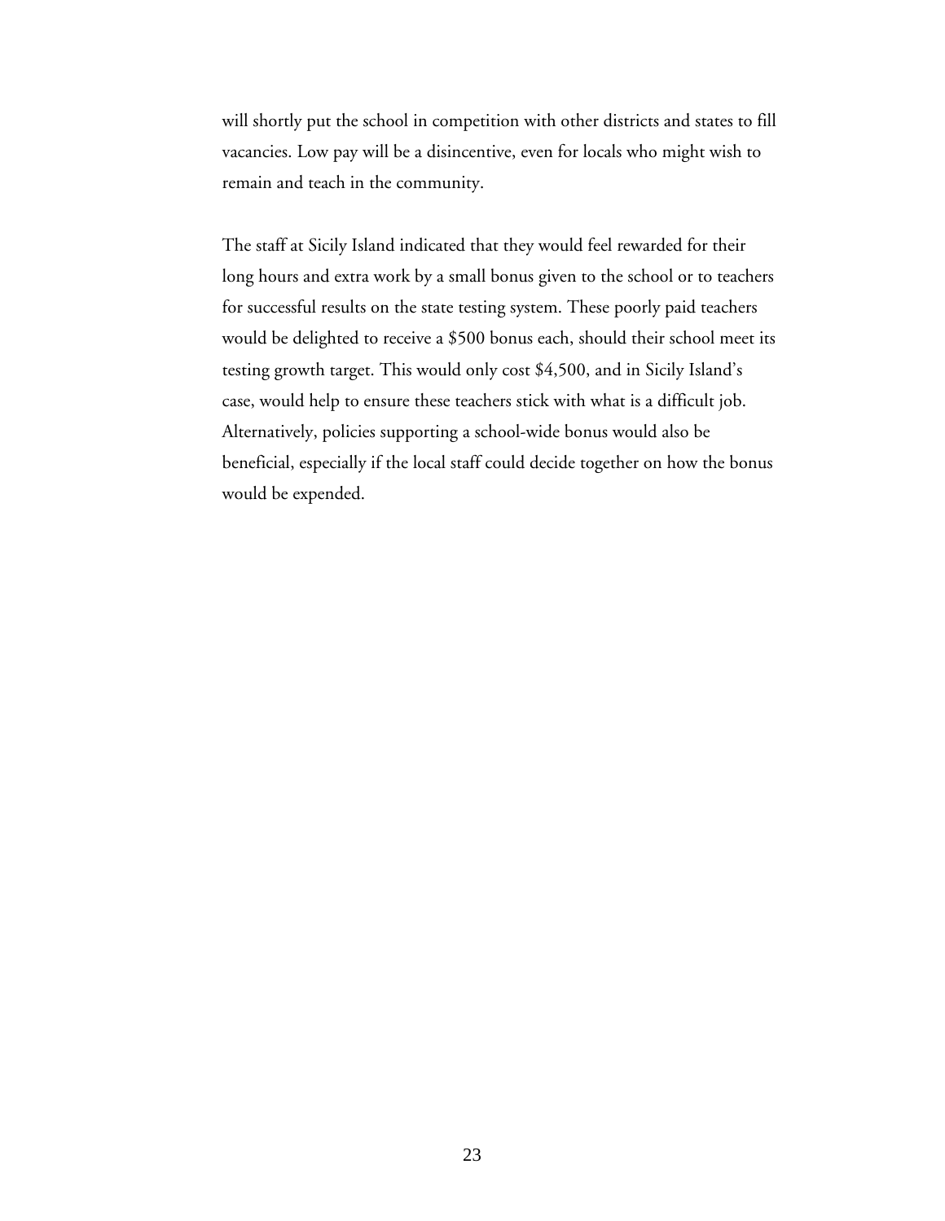will shortly put the school in competition with other districts and states to fill vacancies. Low pay will be a disincentive, even for locals who might wish to remain and teach in the community.

The staff at Sicily Island indicated that they would feel rewarded for their long hours and extra work by a small bonus given to the school or to teachers for successful results on the state testing system. These poorly paid teachers would be delighted to receive a $500 bonus each, should their school meet its testing growth target. This would only cost $4,500, and in Sicily Island's case, would help to ensure these teachers stick with what is a difficult job. Alternatively, policies supporting a school-wide bonus would also be beneficial, especially if the local staff could decide together on how the bonus would be expended.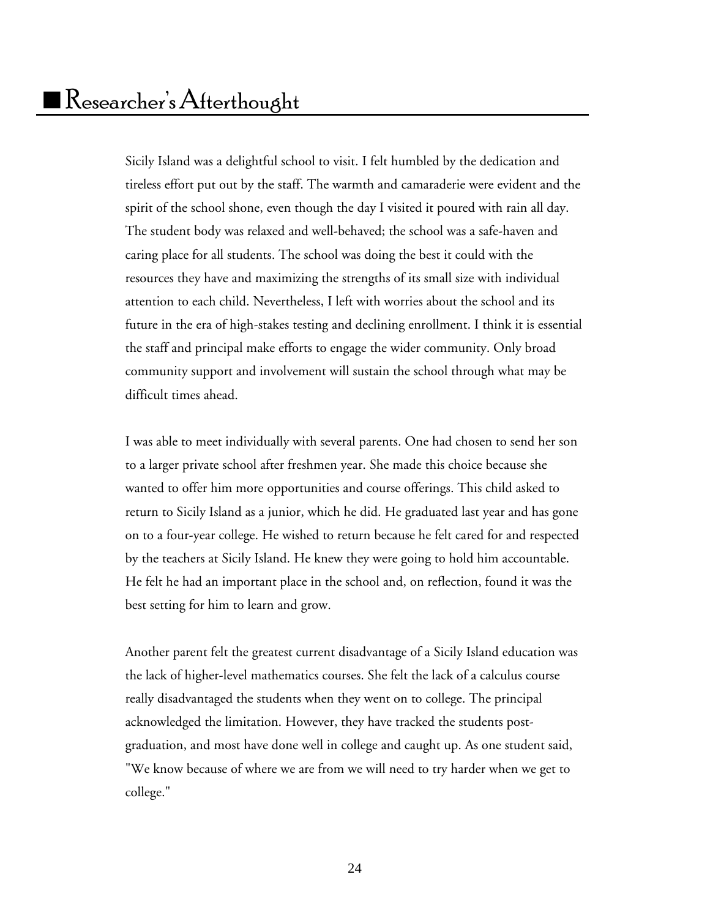## ■ Researcher's Afterthought

Sicily Island was a delightful school to visit. I felt humbled by the dedication and tireless effort put out by the staff. The warmth and camaraderie were evident and the spirit of the school shone, even though the day I visited it poured with rain all day. The student body was relaxed and well-behaved; the school was a safe-haven and caring place for all students. The school was doing the best it could with the resources they have and maximizing the strengths of its small size with individual attention to each child. Nevertheless, I left with worries about the school and its future in the era of high-stakes testing and declining enrollment. I think it is essential the staff and principal make efforts to engage the wider community. Only broad community support and involvement will sustain the school through what may be difficult times ahead.

I was able to meet individually with several parents. One had chosen to send her son to a larger private school after freshmen year. She made this choice because she wanted to offer him more opportunities and course offerings. This child asked to return to Sicily Island as a junior, which he did. He graduated last year and has gone on to a four-year college. He wished to return because he felt cared for and respected by the teachers at Sicily Island. He knew they were going to hold him accountable. He felt he had an important place in the school and, on reflection, found it was the best setting for him to learn and grow.

Another parent felt the greatest current disadvantage of a Sicily Island education was the lack of higher-level mathematics courses. She felt the lack of a calculus course really disadvantaged the students when they went on to college. The principal acknowledged the limitation. However, they have tracked the students post-graduation, and most have done well in college and caught up. As one student said, "We know because of where we are from we will need to try harder when we get to college."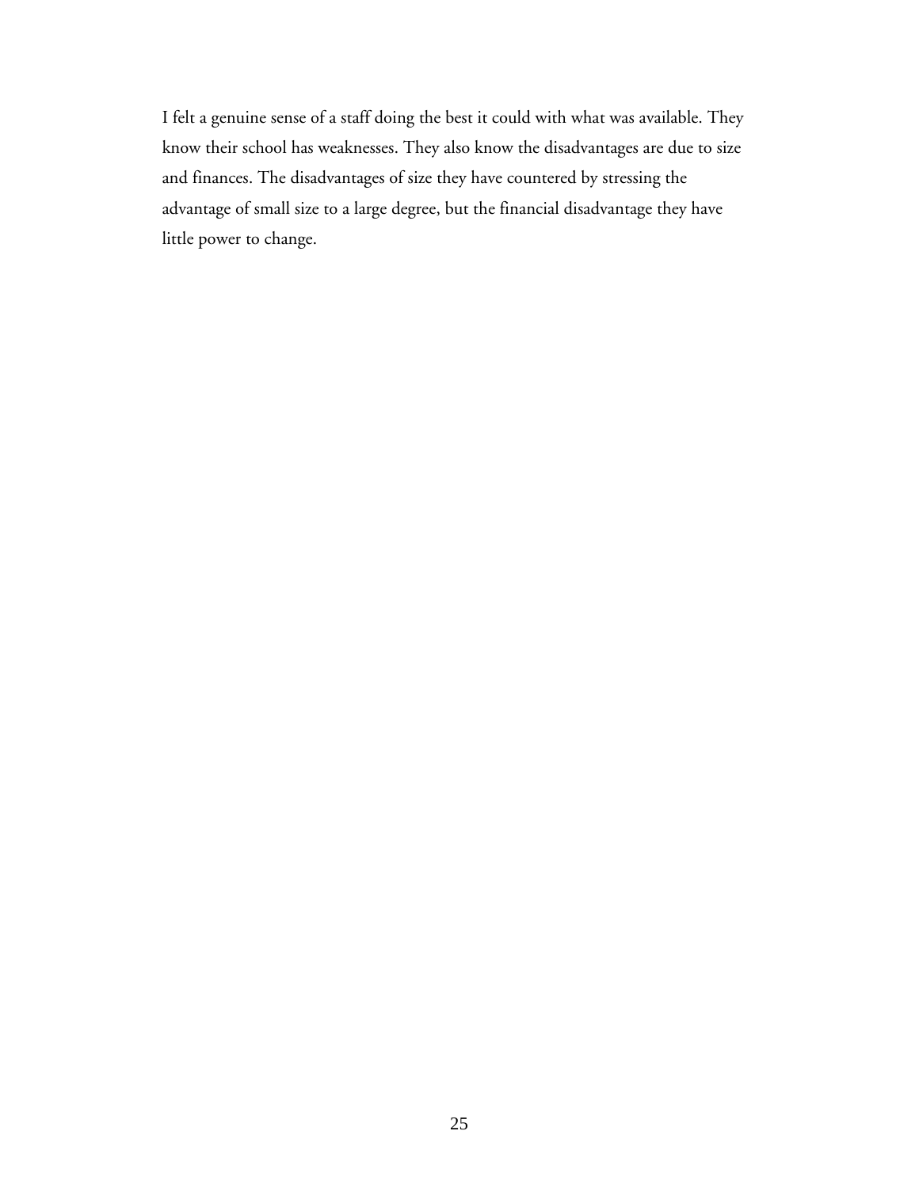I felt a genuine sense of a staff doing the best it could with what was available. They know their school has weaknesses. They also know the disadvantages are due to size and finances. The disadvantages of size they have countered by stressing the advantage of small size to a large degree, but the financial disadvantage they have little power to change.